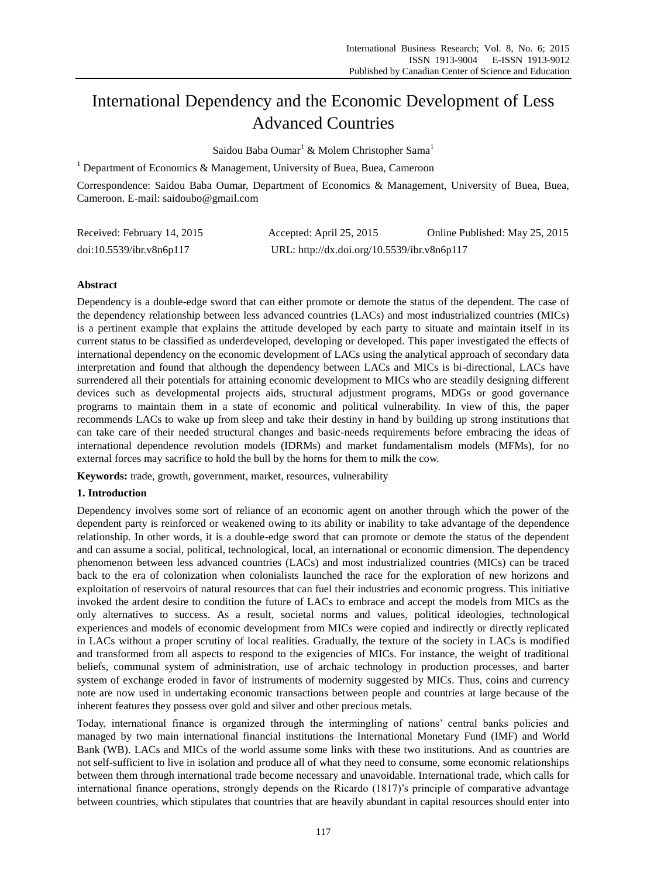# International Dependency and the Economic Development of Less Advanced Countries

Saidou Baba Oumar[1] & Molem Christopher Sama[1]

[1] Department of Economics & Management, University of Buea, Buea, Cameroon

Correspondence: Saidou Baba Oumar, Department of Economics & Management, University of Buea, Buea, Cameroon. E-mail: saidoubo@gmail.com

Received: February 14, 2015 Accepted: April 25, 2015 Online Published: May 25, 2015

doi:10.5539/ibr.v8n6p117 URL: http://dx.doi.org/10.5539/ibr.v8n6p117

## Abstract

Dependency is a double-edge sword that can either promote or demote the status of the dependent. The case of the dependency relationship between less advanced countries (LACs) and most industrialized countries (MICs) is a pertinent example that explains the attitude developed by each party to situate and maintain itself in its current status to be classified as underdeveloped, developing or developed. This paper investigated the effects of international dependency on the economic development of LACs using the analytical approach of secondary data interpretation and found that although the dependency between LACs and MICs is bi-directional, LACs have surrendered all their potentials for attaining economic development to MICs who are steadily designing different devices such as developmental projects aids, structural adjustment programs, MDGs or good governance programs to maintain them in a state of economic and political vulnerability. In view of this, the paper recommends LACs to wake up from sleep and take their destiny in hand by building up strong institutions that can take care of their needed structural changes and basic-needs requirements before embracing the ideas of international dependence revolution models (IDRMs) and market fundamentalism models (MFMs), for no external forces may sacrifice to hold the bull by the horns for them to milk the cow.

**Keywords:** trade, growth, government, market, resources, vulnerability

## 1. Introduction

Dependency involves some sort of reliance of an economic agent on another through which the power of the dependent party is reinforced or weakened owing to its ability or inability to take advantage of the dependence relationship. In other words, it is a double-edge sword that can promote or demote the status of the dependent and can assume a social, political, technological, local, an international or economic dimension. The dependency phenomenon between less advanced countries (LACs) and most industrialized countries (MICs) can be traced back to the era of colonization when colonialists launched the race for the exploration of new horizons and exploitation of reservoirs of natural resources that can fuel their industries and economic progress. This initiative invoked the ardent desire to condition the future of LACs to embrace and accept the models from MICs as the only alternatives to success. As a result, societal norms and values, political ideologies, technological experiences and models of economic development from MICs were copied and indirectly or directly replicated in LACs without a proper scrutiny of local realities. Gradually, the texture of the society in LACs is modified and transformed from all aspects to respond to the exigencies of MICs. For instance, the weight of traditional beliefs, communal system of administration, use of archaic technology in production processes, and barter system of exchange eroded in favor of instruments of modernity suggested by MICs. Thus, coins and currency note are now used in undertaking economic transactions between people and countries at large because of the inherent features they possess over gold and silver and other precious metals.

Today, international finance is organized through the intermingling of nations' central banks policies and managed by two main international financial institutions–the International Monetary Fund (IMF) and World Bank (WB). LACs and MICs of the world assume some links with these two institutions. And as countries are not self-sufficient to live in isolation and produce all of what they need to consume, some economic relationships between them through international trade become necessary and unavoidable. International trade, which calls for international finance operations, strongly depends on the Ricardo (1817)'s principle of comparative advantage between countries, which stipulates that countries that are heavily abundant in capital resources should enter into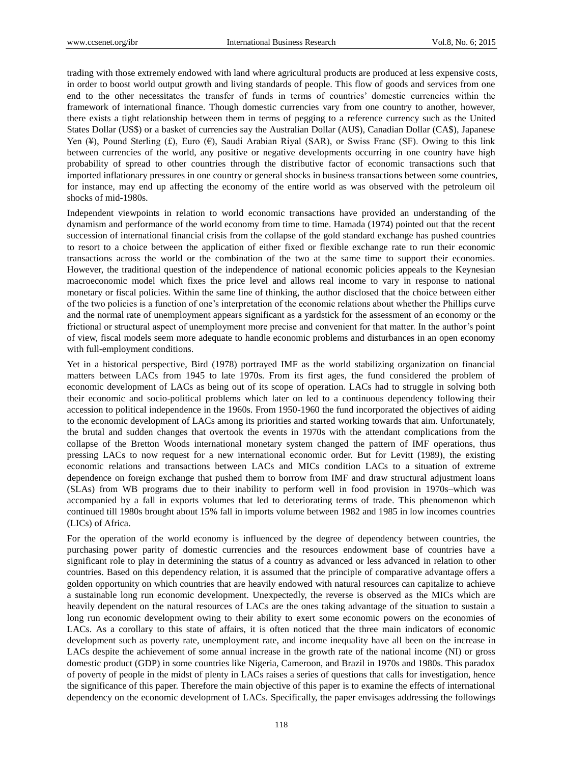trading with those extremely endowed with land where agricultural products are produced at less expensive costs, in order to boost world output growth and living standards of people. This flow of goods and services from one end to the other necessitates the transfer of funds in terms of countries' domestic currencies within the framework of international finance. Though domestic currencies vary from one country to another, however, there exists a tight relationship between them in terms of pegging to a reference currency such as the United States Dollar (US$) or a basket of currencies say the Australian Dollar (AU$), Canadian Dollar (CA$), Japanese Yen (¥), Pound Sterling (£), Euro (€), Saudi Arabian Riyal (SAR), or Swiss Franc (SF). Owing to this link between currencies of the world, any positive or negative developments occurring in one country have high probability of spread to other countries through the distributive factor of economic transactions such that imported inflationary pressures in one country or general shocks in business transactions between some countries, for instance, may end up affecting the economy of the entire world as was observed with the petroleum oil shocks of mid-1980s.

Independent viewpoints in relation to world economic transactions have provided an understanding of the dynamism and performance of the world economy from time to time. Hamada (1974) pointed out that the recent succession of international financial crisis from the collapse of the gold standard exchange has pushed countries to resort to a choice between the application of either fixed or flexible exchange rate to run their economic transactions across the world or the combination of the two at the same time to support their economies. However, the traditional question of the independence of national economic policies appeals to the Keynesian macroeconomic model which fixes the price level and allows real income to vary in response to national monetary or fiscal policies. Within the same line of thinking, the author disclosed that the choice between either of the two policies is a function of one's interpretation of the economic relations about whether the Phillips curve and the normal rate of unemployment appears significant as a yardstick for the assessment of an economy or the frictional or structural aspect of unemployment more precise and convenient for that matter. In the author's point of view, fiscal models seem more adequate to handle economic problems and disturbances in an open economy with full-employment conditions.

Yet in a historical perspective, Bird (1978) portrayed IMF as the world stabilizing organization on financial matters between LACs from 1945 to late 1970s. From its first ages, the fund considered the problem of economic development of LACs as being out of its scope of operation. LACs had to struggle in solving both their economic and socio-political problems which later on led to a continuous dependency following their accession to political independence in the 1960s. From 1950-1960 the fund incorporated the objectives of aiding to the economic development of LACs among its priorities and started working towards that aim. Unfortunately, the brutal and sudden changes that overtook the events in 1970s with the attendant complications from the collapse of the Bretton Woods international monetary system changed the pattern of IMF operations, thus pressing LACs to now request for a new international economic order. But for Levitt (1989), the existing economic relations and transactions between LACs and MICs condition LACs to a situation of extreme dependence on foreign exchange that pushed them to borrow from IMF and draw structural adjustment loans (SLAs) from WB programs due to their inability to perform well in food provision in 1970s–which was accompanied by a fall in exports volumes that led to deteriorating terms of trade. This phenomenon which continued till 1980s brought about 15% fall in imports volume between 1982 and 1985 in low incomes countries (LICs) of Africa.

For the operation of the world economy is influenced by the degree of dependency between countries, the purchasing power parity of domestic currencies and the resources endowment base of countries have a significant role to play in determining the status of a country as advanced or less advanced in relation to other countries. Based on this dependency relation, it is assumed that the principle of comparative advantage offers a golden opportunity on which countries that are heavily endowed with natural resources can capitalize to achieve a sustainable long run economic development. Unexpectedly, the reverse is observed as the MICs which are heavily dependent on the natural resources of LACs are the ones taking advantage of the situation to sustain a long run economic development owing to their ability to exert some economic powers on the economies of LACs. As a corollary to this state of affairs, it is often noticed that the three main indicators of economic development such as poverty rate, unemployment rate, and income inequality have all been on the increase in LACs despite the achievement of some annual increase in the growth rate of the national income (NI) or gross domestic product (GDP) in some countries like Nigeria, Cameroon, and Brazil in 1970s and 1980s. This paradox of poverty of people in the midst of plenty in LACs raises a series of questions that calls for investigation, hence the significance of this paper. Therefore the main objective of this paper is to examine the effects of international dependency on the economic development of LACs. Specifically, the paper envisages addressing the followings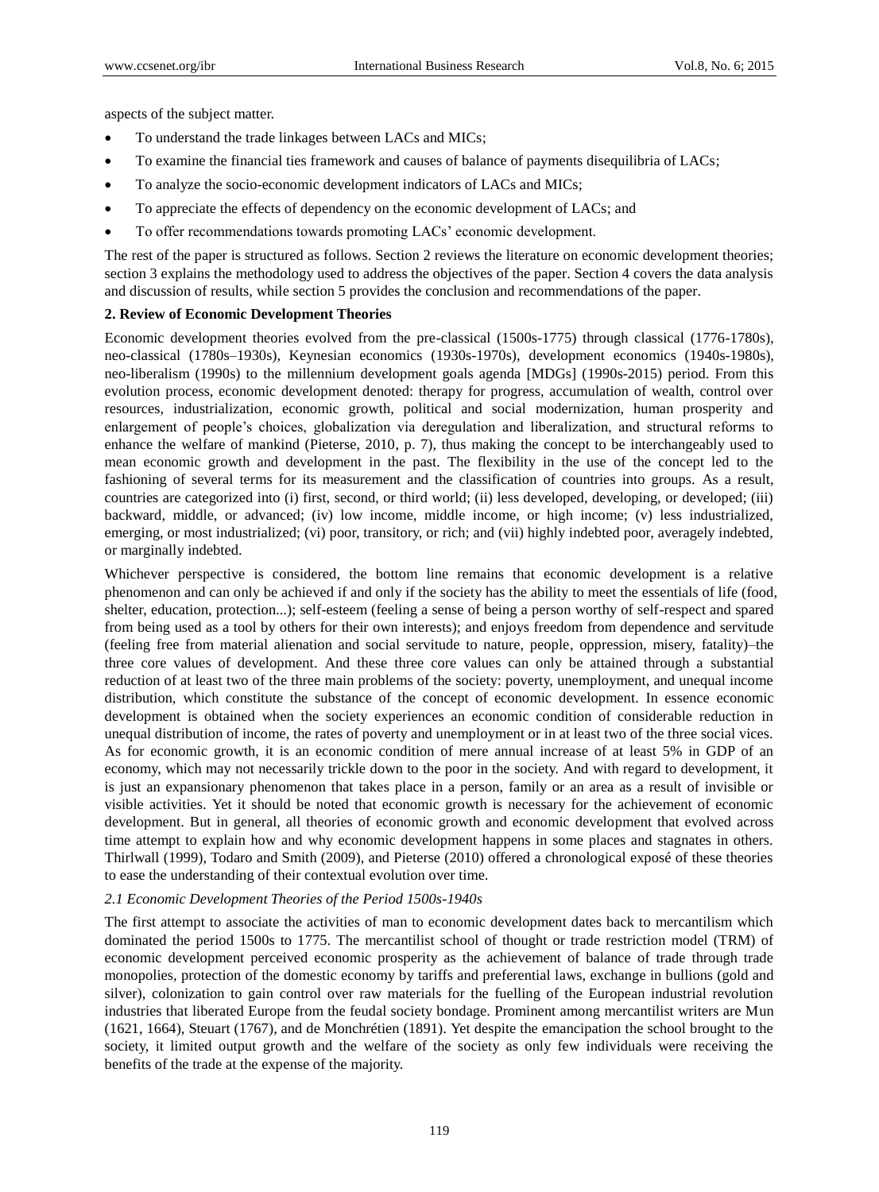aspects of the subject matter.

- To understand the trade linkages between LACs and MICs;
- To examine the financial ties framework and causes of balance of payments disequilibria of LACs;
- To analyze the socio-economic development indicators of LACs and MICs;
- To appreciate the effects of dependency on the economic development of LACs; and
- To offer recommendations towards promoting LACs' economic development.

The rest of the paper is structured as follows. Section 2 reviews the literature on economic development theories; section 3 explains the methodology used to address the objectives of the paper. Section 4 covers the data analysis and discussion of results, while section 5 provides the conclusion and recommendations of the paper.

## 2. Review of Economic Development Theories

Economic development theories evolved from the pre-classical (1500s-1775) through classical (1776-1780s), neo-classical (1780s–1930s), Keynesian economics (1930s-1970s), development economics (1940s-1980s), neo-liberalism (1990s) to the millennium development goals agenda [MDGs] (1990s-2015) period. From this evolution process, economic development denoted: therapy for progress, accumulation of wealth, control over resources, industrialization, economic growth, political and social modernization, human prosperity and enlargement of people's choices, globalization via deregulation and liberalization, and structural reforms to enhance the welfare of mankind (Pieterse, 2010, p. 7), thus making the concept to be interchangeably used to mean economic growth and development in the past. The flexibility in the use of the concept led to the fashioning of several terms for its measurement and the classification of countries into groups. As a result, countries are categorized into (i) first, second, or third world; (ii) less developed, developing, or developed; (iii) backward, middle, or advanced; (iv) low income, middle income, or high income; (v) less industrialized, emerging, or most industrialized; (vi) poor, transitory, or rich; and (vii) highly indebted poor, averagely indebted, or marginally indebted.

Whichever perspective is considered, the bottom line remains that economic development is a relative phenomenon and can only be achieved if and only if the society has the ability to meet the essentials of life (food, shelter, education, protection...); self-esteem (feeling a sense of being a person worthy of self-respect and spared from being used as a tool by others for their own interests); and enjoys freedom from dependence and servitude (feeling free from material alienation and social servitude to nature, people, oppression, misery, fatality)–the three core values of development. And these three core values can only be attained through a substantial reduction of at least two of the three main problems of the society: poverty, unemployment, and unequal income distribution, which constitute the substance of the concept of economic development. In essence economic development is obtained when the society experiences an economic condition of considerable reduction in unequal distribution of income, the rates of poverty and unemployment or in at least two of the three social vices. As for economic growth, it is an economic condition of mere annual increase of at least 5% in GDP of an economy, which may not necessarily trickle down to the poor in the society. And with regard to development, it is just an expansionary phenomenon that takes place in a person, family or an area as a result of invisible or visible activities. Yet it should be noted that economic growth is necessary for the achievement of economic development. But in general, all theories of economic growth and economic development that evolved across time attempt to explain how and why economic development happens in some places and stagnates in others. Thirlwall (1999), Todaro and Smith (2009), and Pieterse (2010) offered a chronological exposé of these theories to ease the understanding of their contextual evolution over time.

### *2.1 Economic Development Theories of the Period 1500s-1940s*

The first attempt to associate the activities of man to economic development dates back to mercantilism which dominated the period 1500s to 1775. The mercantilist school of thought or trade restriction model (TRM) of economic development perceived economic prosperity as the achievement of balance of trade through trade monopolies, protection of the domestic economy by tariffs and preferential laws, exchange in bullions (gold and silver), colonization to gain control over raw materials for the fuelling of the European industrial revolution industries that liberated Europe from the feudal society bondage. Prominent among mercantilist writers are Mun (1621, 1664), Steuart (1767), and de Monchrétien (1891). Yet despite the emancipation the school brought to the society, it limited output growth and the welfare of the society as only few individuals were receiving the benefits of the trade at the expense of the majority.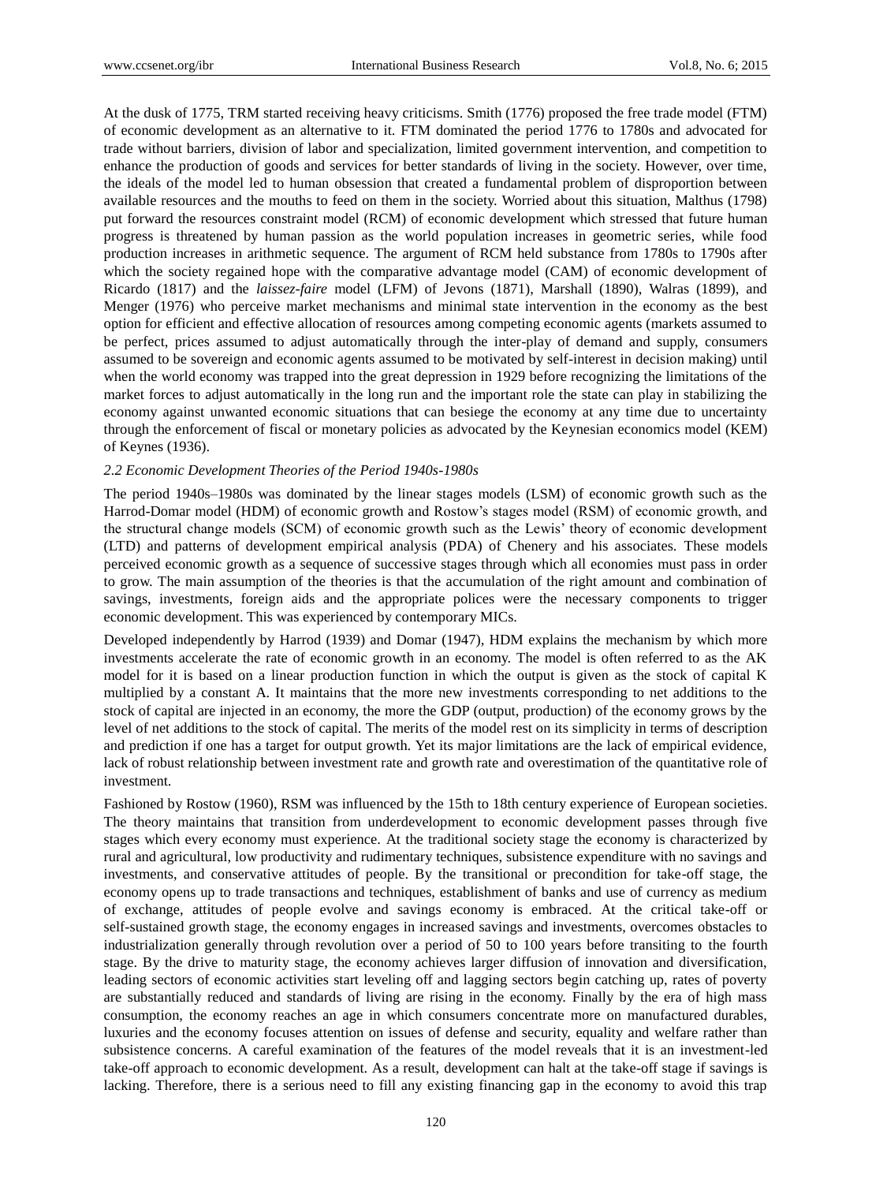At the dusk of 1775, TRM started receiving heavy criticisms. Smith (1776) proposed the free trade model (FTM) of economic development as an alternative to it. FTM dominated the period 1776 to 1780s and advocated for trade without barriers, division of labor and specialization, limited government intervention, and competition to enhance the production of goods and services for better standards of living in the society. However, over time, the ideals of the model led to human obsession that created a fundamental problem of disproportion between available resources and the mouths to feed on them in the society. Worried about this situation, Malthus (1798) put forward the resources constraint model (RCM) of economic development which stressed that future human progress is threatened by human passion as the world population increases in geometric series, while food production increases in arithmetic sequence. The argument of RCM held substance from 1780s to 1790s after which the society regained hope with the comparative advantage model (CAM) of economic development of Ricardo (1817) and the *laissez-faire* model (LFM) of Jevons (1871), Marshall (1890), Walras (1899), and Menger (1976) who perceive market mechanisms and minimal state intervention in the economy as the best option for efficient and effective allocation of resources among competing economic agents (markets assumed to be perfect, prices assumed to adjust automatically through the inter-play of demand and supply, consumers assumed to be sovereign and economic agents assumed to be motivated by self-interest in decision making) until when the world economy was trapped into the great depression in 1929 before recognizing the limitations of the market forces to adjust automatically in the long run and the important role the state can play in stabilizing the economy against unwanted economic situations that can besiege the economy at any time due to uncertainty through the enforcement of fiscal or monetary policies as advocated by the Keynesian economics model (KEM) of Keynes (1936).

### *2.2 Economic Development Theories of the Period 1940s-1980s*

The period 1940s–1980s was dominated by the linear stages models (LSM) of economic growth such as the Harrod-Domar model (HDM) of economic growth and Rostow's stages model (RSM) of economic growth, and the structural change models (SCM) of economic growth such as the Lewis' theory of economic development (LTD) and patterns of development empirical analysis (PDA) of Chenery and his associates. These models perceived economic growth as a sequence of successive stages through which all economies must pass in order to grow. The main assumption of the theories is that the accumulation of the right amount and combination of savings, investments, foreign aids and the appropriate polices were the necessary components to trigger economic development. This was experienced by contemporary MICs.

Developed independently by Harrod (1939) and Domar (1947), HDM explains the mechanism by which more investments accelerate the rate of economic growth in an economy. The model is often referred to as the AK model for it is based on a linear production function in which the output is given as the stock of capital K multiplied by a constant A. It maintains that the more new investments corresponding to net additions to the stock of capital are injected in an economy, the more the GDP (output, production) of the economy grows by the level of net additions to the stock of capital. The merits of the model rest on its simplicity in terms of description and prediction if one has a target for output growth. Yet its major limitations are the lack of empirical evidence, lack of robust relationship between investment rate and growth rate and overestimation of the quantitative role of investment.

Fashioned by Rostow (1960), RSM was influenced by the 15th to 18th century experience of European societies. The theory maintains that transition from underdevelopment to economic development passes through five stages which every economy must experience. At the traditional society stage the economy is characterized by rural and agricultural, low productivity and rudimentary techniques, subsistence expenditure with no savings and investments, and conservative attitudes of people. By the transitional or precondition for take-off stage, the economy opens up to trade transactions and techniques, establishment of banks and use of currency as medium of exchange, attitudes of people evolve and savings economy is embraced. At the critical take-off or self-sustained growth stage, the economy engages in increased savings and investments, overcomes obstacles to industrialization generally through revolution over a period of 50 to 100 years before transiting to the fourth stage. By the drive to maturity stage, the economy achieves larger diffusion of innovation and diversification, leading sectors of economic activities start leveling off and lagging sectors begin catching up, rates of poverty are substantially reduced and standards of living are rising in the economy. Finally by the era of high mass consumption, the economy reaches an age in which consumers concentrate more on manufactured durables, luxuries and the economy focuses attention on issues of defense and security, equality and welfare rather than subsistence concerns. A careful examination of the features of the model reveals that it is an investment-led take-off approach to economic development. As a result, development can halt at the take-off stage if savings is lacking. Therefore, there is a serious need to fill any existing financing gap in the economy to avoid this trap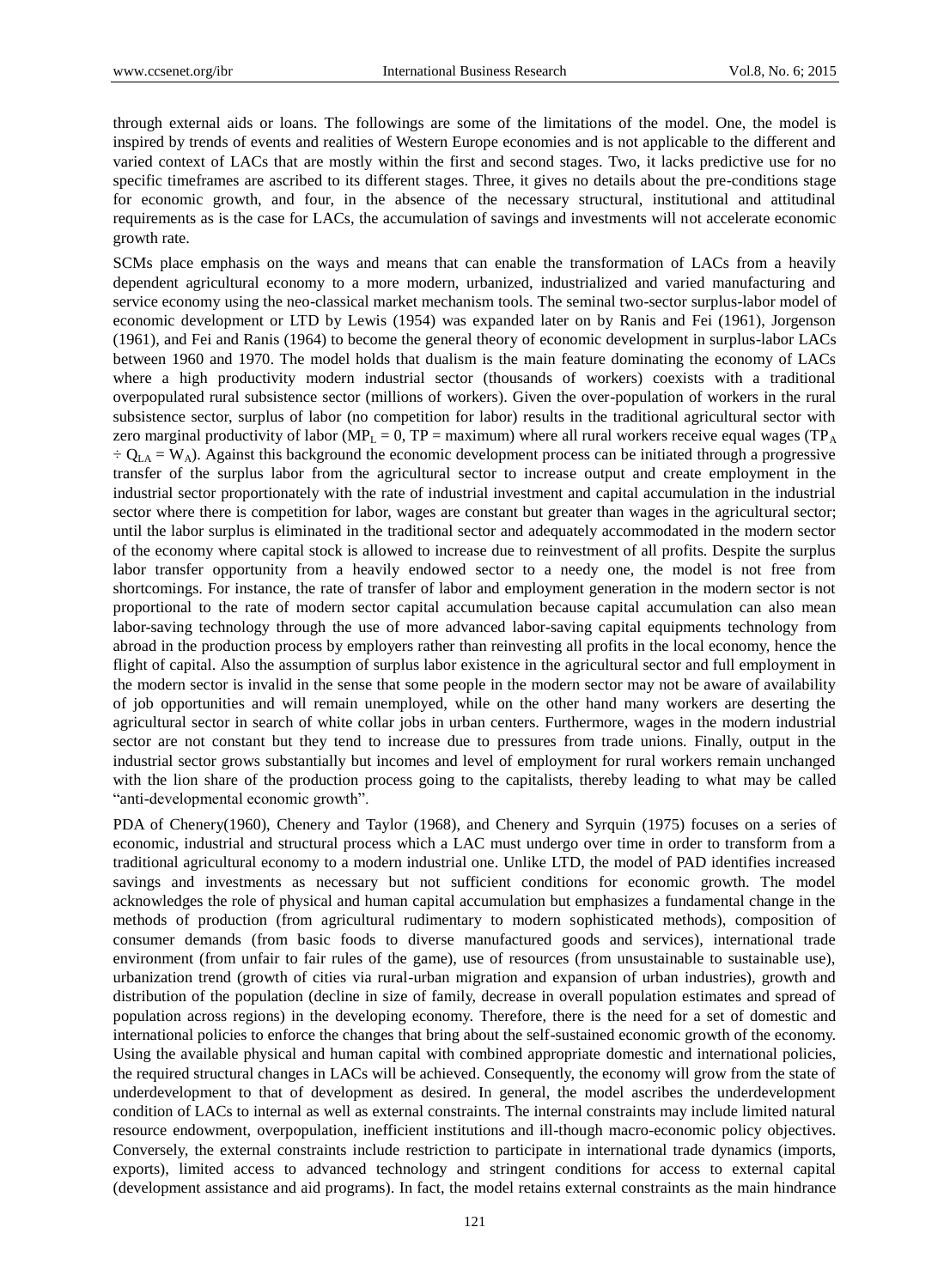through external aids or loans. The followings are some of the limitations of the model. One, the model is inspired by trends of events and realities of Western Europe economies and is not applicable to the different and varied context of LACs that are mostly within the first and second stages. Two, it lacks predictive use for no specific timeframes are ascribed to its different stages. Three, it gives no details about the pre-conditions stage for economic growth, and four, in the absence of the necessary structural, institutional and attitudinal requirements as is the case for LACs, the accumulation of savings and investments will not accelerate economic growth rate.

SCMs place emphasis on the ways and means that can enable the transformation of LACs from a heavily dependent agricultural economy to a more modern, urbanized, industrialized and varied manufacturing and service economy using the neo-classical market mechanism tools. The seminal two-sector surplus-labor model of economic development or LTD by Lewis (1954) was expanded later on by Ranis and Fei (1961), Jorgenson (1961), and Fei and Ranis (1964) to become the general theory of economic development in surplus-labor LACs between 1960 and 1970. The model holds that dualism is the main feature dominating the economy of LACs where a high productivity modern industrial sector (thousands of workers) coexists with a traditional overpopulated rural subsistence sector (millions of workers). Given the over-population of workers in the rural subsistence sector, surplus of labor (no competition for labor) results in the traditional agricultural sector with zero marginal productivity of labor ($MP_L = 0$, TP = maximum) where all rural workers receive equal wages ($TP_A \div Q_{LA} = W_A$). Against this background the economic development process can be initiated through a progressive transfer of the surplus labor from the agricultural sector to increase output and create employment in the industrial sector proportionately with the rate of industrial investment and capital accumulation in the industrial sector where there is competition for labor, wages are constant but greater than wages in the agricultural sector; until the labor surplus is eliminated in the traditional sector and adequately accommodated in the modern sector of the economy where capital stock is allowed to increase due to reinvestment of all profits. Despite the surplus labor transfer opportunity from a heavily endowed sector to a needy one, the model is not free from shortcomings. For instance, the rate of transfer of labor and employment generation in the modern sector is not proportional to the rate of modern sector capital accumulation because capital accumulation can also mean labor-saving technology through the use of more advanced labor-saving capital equipments technology from abroad in the production process by employers rather than reinvesting all profits in the local economy, hence the flight of capital. Also the assumption of surplus labor existence in the agricultural sector and full employment in the modern sector is invalid in the sense that some people in the modern sector may not be aware of availability of job opportunities and will remain unemployed, while on the other hand many workers are deserting the agricultural sector in search of white collar jobs in urban centers. Furthermore, wages in the modern industrial sector are not constant but they tend to increase due to pressures from trade unions. Finally, output in the industrial sector grows substantially but incomes and level of employment for rural workers remain unchanged with the lion share of the production process going to the capitalists, thereby leading to what may be called "anti-developmental economic growth".

PDA of Chenery(1960), Chenery and Taylor (1968), and Chenery and Syrquin (1975) focuses on a series of economic, industrial and structural process which a LAC must undergo over time in order to transform from a traditional agricultural economy to a modern industrial one. Unlike LTD, the model of PAD identifies increased savings and investments as necessary but not sufficient conditions for economic growth. The model acknowledges the role of physical and human capital accumulation but emphasizes a fundamental change in the methods of production (from agricultural rudimentary to modern sophisticated methods), composition of consumer demands (from basic foods to diverse manufactured goods and services), international trade environment (from unfair to fair rules of the game), use of resources (from unsustainable to sustainable use), urbanization trend (growth of cities via rural-urban migration and expansion of urban industries), growth and distribution of the population (decline in size of family, decrease in overall population estimates and spread of population across regions) in the developing economy. Therefore, there is the need for a set of domestic and international policies to enforce the changes that bring about the self-sustained economic growth of the economy. Using the available physical and human capital with combined appropriate domestic and international policies, the required structural changes in LACs will be achieved. Consequently, the economy will grow from the state of underdevelopment to that of development as desired. In general, the model ascribes the underdevelopment condition of LACs to internal as well as external constraints. The internal constraints may include limited natural resource endowment, overpopulation, inefficient institutions and ill-though macro-economic policy objectives. Conversely, the external constraints include restriction to participate in international trade dynamics (imports, exports), limited access to advanced technology and stringent conditions for access to external capital (development assistance and aid programs). In fact, the model retains external constraints as the main hindrance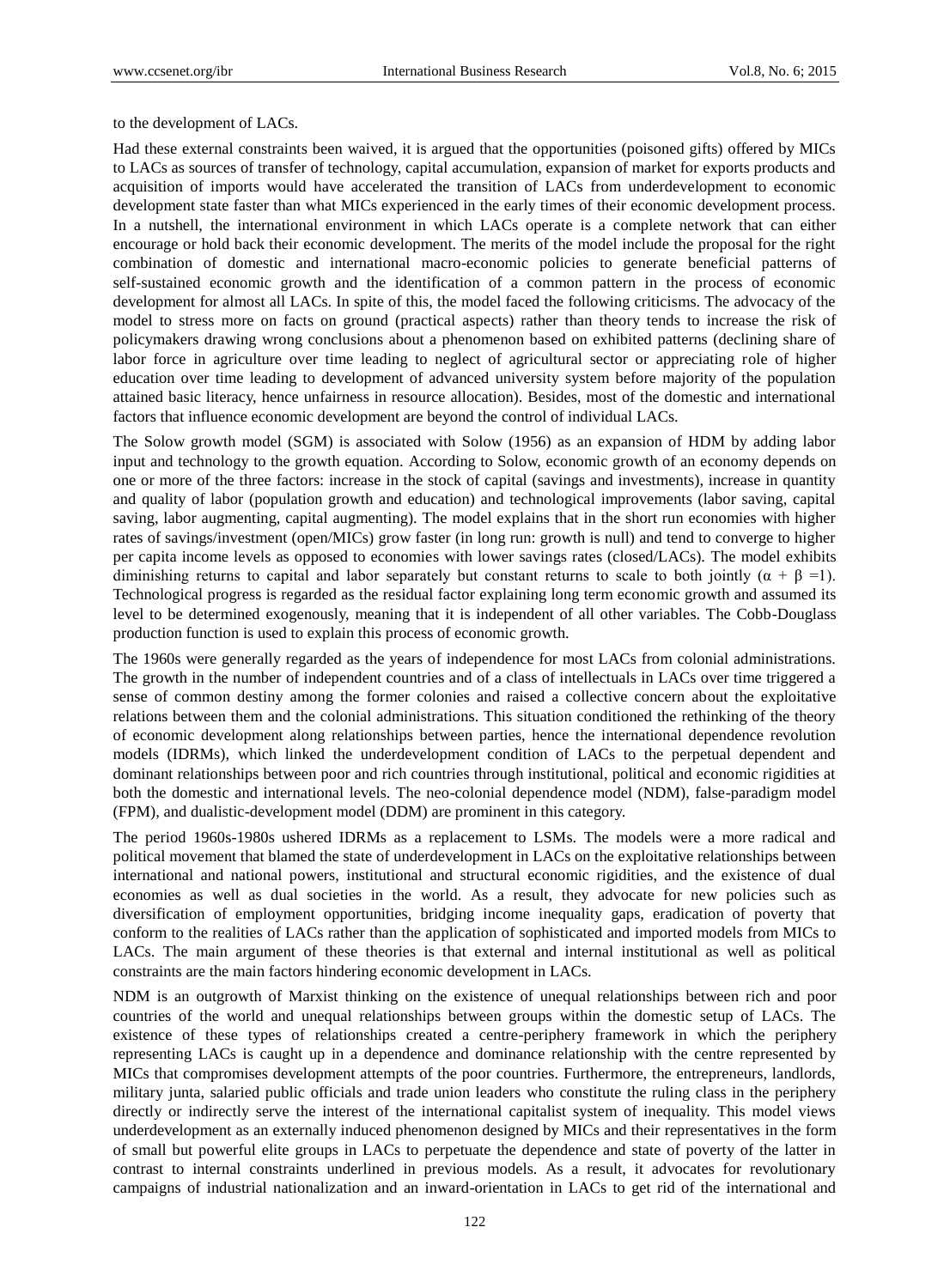to the development of LACs.

Had these external constraints been waived, it is argued that the opportunities (poisoned gifts) offered by MICs to LACs as sources of transfer of technology, capital accumulation, expansion of market for exports products and acquisition of imports would have accelerated the transition of LACs from underdevelopment to economic development state faster than what MICs experienced in the early times of their economic development process. In a nutshell, the international environment in which LACs operate is a complete network that can either encourage or hold back their economic development. The merits of the model include the proposal for the right combination of domestic and international macro-economic policies to generate beneficial patterns of self-sustained economic growth and the identification of a common pattern in the process of economic development for almost all LACs. In spite of this, the model faced the following criticisms. The advocacy of the model to stress more on facts on ground (practical aspects) rather than theory tends to increase the risk of policymakers drawing wrong conclusions about a phenomenon based on exhibited patterns (declining share of labor force in agriculture over time leading to neglect of agricultural sector or appreciating role of higher education over time leading to development of advanced university system before majority of the population attained basic literacy, hence unfairness in resource allocation). Besides, most of the domestic and international factors that influence economic development are beyond the control of individual LACs.

The Solow growth model (SGM) is associated with Solow (1956) as an expansion of HDM by adding labor input and technology to the growth equation. According to Solow, economic growth of an economy depends on one or more of the three factors: increase in the stock of capital (savings and investments), increase in quantity and quality of labor (population growth and education) and technological improvements (labor saving, capital saving, labor augmenting, capital augmenting). The model explains that in the short run economies with higher rates of savings/investment (open/MICs) grow faster (in long run: growth is null) and tend to converge to higher per capita income levels as opposed to economies with lower savings rates (closed/LACs). The model exhibits diminishing returns to capital and labor separately but constant returns to scale to both jointly ($\alpha + \beta = 1$). Technological progress is regarded as the residual factor explaining long term economic growth and assumed its level to be determined exogenously, meaning that it is independent of all other variables. The Cobb-Douglass production function is used to explain this process of economic growth.

The 1960s were generally regarded as the years of independence for most LACs from colonial administrations. The growth in the number of independent countries and of a class of intellectuals in LACs over time triggered a sense of common destiny among the former colonies and raised a collective concern about the exploitative relations between them and the colonial administrations. This situation conditioned the rethinking of the theory of economic development along relationships between parties, hence the international dependence revolution models (IDRMs), which linked the underdevelopment condition of LACs to the perpetual dependent and dominant relationships between poor and rich countries through institutional, political and economic rigidities at both the domestic and international levels. The neo-colonial dependence model (NDM), false-paradigm model (FPM), and dualistic-development model (DDM) are prominent in this category.

The period 1960s-1980s ushered IDRMs as a replacement to LSMs. The models were a more radical and political movement that blamed the state of underdevelopment in LACs on the exploitative relationships between international and national powers, institutional and structural economic rigidities, and the existence of dual economies as well as dual societies in the world. As a result, they advocate for new policies such as diversification of employment opportunities, bridging income inequality gaps, eradication of poverty that conform to the realities of LACs rather than the application of sophisticated and imported models from MICs to LACs. The main argument of these theories is that external and internal institutional as well as political constraints are the main factors hindering economic development in LACs.

NDM is an outgrowth of Marxist thinking on the existence of unequal relationships between rich and poor countries of the world and unequal relationships between groups within the domestic setup of LACs. The existence of these types of relationships created a centre-periphery framework in which the periphery representing LACs is caught up in a dependence and dominance relationship with the centre represented by MICs that compromises development attempts of the poor countries. Furthermore, the entrepreneurs, landlords, military junta, salaried public officials and trade union leaders who constitute the ruling class in the periphery directly or indirectly serve the interest of the international capitalist system of inequality. This model views underdevelopment as an externally induced phenomenon designed by MICs and their representatives in the form of small but powerful elite groups in LACs to perpetuate the dependence and state of poverty of the latter in contrast to internal constraints underlined in previous models. As a result, it advocates for revolutionary campaigns of industrial nationalization and an inward-orientation in LACs to get rid of the international and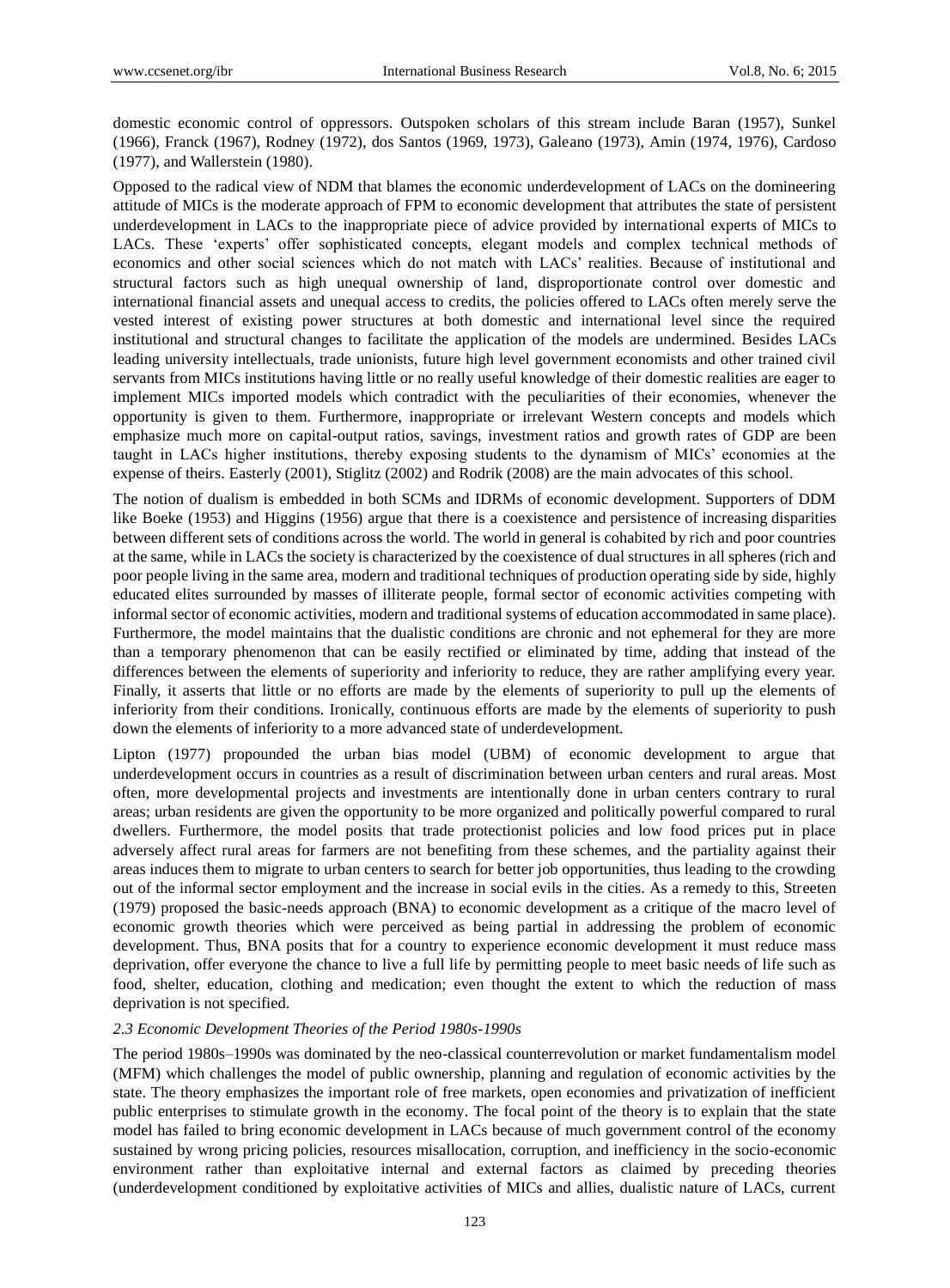domestic economic control of oppressors. Outspoken scholars of this stream include Baran (1957), Sunkel (1966), Franck (1967), Rodney (1972), dos Santos (1969, 1973), Galeano (1973), Amin (1974, 1976), Cardoso (1977), and Wallerstein (1980).

Opposed to the radical view of NDM that blames the economic underdevelopment of LACs on the domineering attitude of MICs is the moderate approach of FPM to economic development that attributes the state of persistent underdevelopment in LACs to the inappropriate piece of advice provided by international experts of MICs to LACs. These 'experts' offer sophisticated concepts, elegant models and complex technical methods of economics and other social sciences which do not match with LACs' realities. Because of institutional and structural factors such as high unequal ownership of land, disproportionate control over domestic and international financial assets and unequal access to credits, the policies offered to LACs often merely serve the vested interest of existing power structures at both domestic and international level since the required institutional and structural changes to facilitate the application of the models are undermined. Besides LACs leading university intellectuals, trade unionists, future high level government economists and other trained civil servants from MICs institutions having little or no really useful knowledge of their domestic realities are eager to implement MICs imported models which contradict with the peculiarities of their economies, whenever the opportunity is given to them. Furthermore, inappropriate or irrelevant Western concepts and models which emphasize much more on capital-output ratios, savings, investment ratios and growth rates of GDP are been taught in LACs higher institutions, thereby exposing students to the dynamism of MICs' economies at the expense of theirs. Easterly (2001), Stiglitz (2002) and Rodrik (2008) are the main advocates of this school.

The notion of dualism is embedded in both SCMs and IDRMs of economic development. Supporters of DDM like Boeke (1953) and Higgins (1956) argue that there is a coexistence and persistence of increasing disparities between different sets of conditions across the world. The world in general is cohabited by rich and poor countries at the same, while in LACs the society is characterized by the coexistence of dual structures in all spheres (rich and poor people living in the same area, modern and traditional techniques of production operating side by side, highly educated elites surrounded by masses of illiterate people, formal sector of economic activities competing with informal sector of economic activities, modern and traditional systems of education accommodated in same place). Furthermore, the model maintains that the dualistic conditions are chronic and not ephemeral for they are more than a temporary phenomenon that can be easily rectified or eliminated by time, adding that instead of the differences between the elements of superiority and inferiority to reduce, they are rather amplifying every year. Finally, it asserts that little or no efforts are made by the elements of superiority to pull up the elements of inferiority from their conditions. Ironically, continuous efforts are made by the elements of superiority to push down the elements of inferiority to a more advanced state of underdevelopment.

Lipton (1977) propounded the urban bias model (UBM) of economic development to argue that underdevelopment occurs in countries as a result of discrimination between urban centers and rural areas. Most often, more developmental projects and investments are intentionally done in urban centers contrary to rural areas; urban residents are given the opportunity to be more organized and politically powerful compared to rural dwellers. Furthermore, the model posits that trade protectionist policies and low food prices put in place adversely affect rural areas for farmers are not benefiting from these schemes, and the partiality against their areas induces them to migrate to urban centers to search for better job opportunities, thus leading to the crowding out of the informal sector employment and the increase in social evils in the cities. As a remedy to this, Streeten (1979) proposed the basic-needs approach (BNA) to economic development as a critique of the macro level of economic growth theories which were perceived as being partial in addressing the problem of economic development. Thus, BNA posits that for a country to experience economic development it must reduce mass deprivation, offer everyone the chance to live a full life by permitting people to meet basic needs of life such as food, shelter, education, clothing and medication; even thought the extent to which the reduction of mass deprivation is not specified.

### *2.3 Economic Development Theories of the Period 1980s-1990s*

The period 1980s–1990s was dominated by the neo-classical counterrevolution or market fundamentalism model (MFM) which challenges the model of public ownership, planning and regulation of economic activities by the state. The theory emphasizes the important role of free markets, open economies and privatization of inefficient public enterprises to stimulate growth in the economy. The focal point of the theory is to explain that the state model has failed to bring economic development in LACs because of much government control of the economy sustained by wrong pricing policies, resources misallocation, corruption, and inefficiency in the socio-economic environment rather than exploitative internal and external factors as claimed by preceding theories (underdevelopment conditioned by exploitative activities of MICs and allies, dualistic nature of LACs, current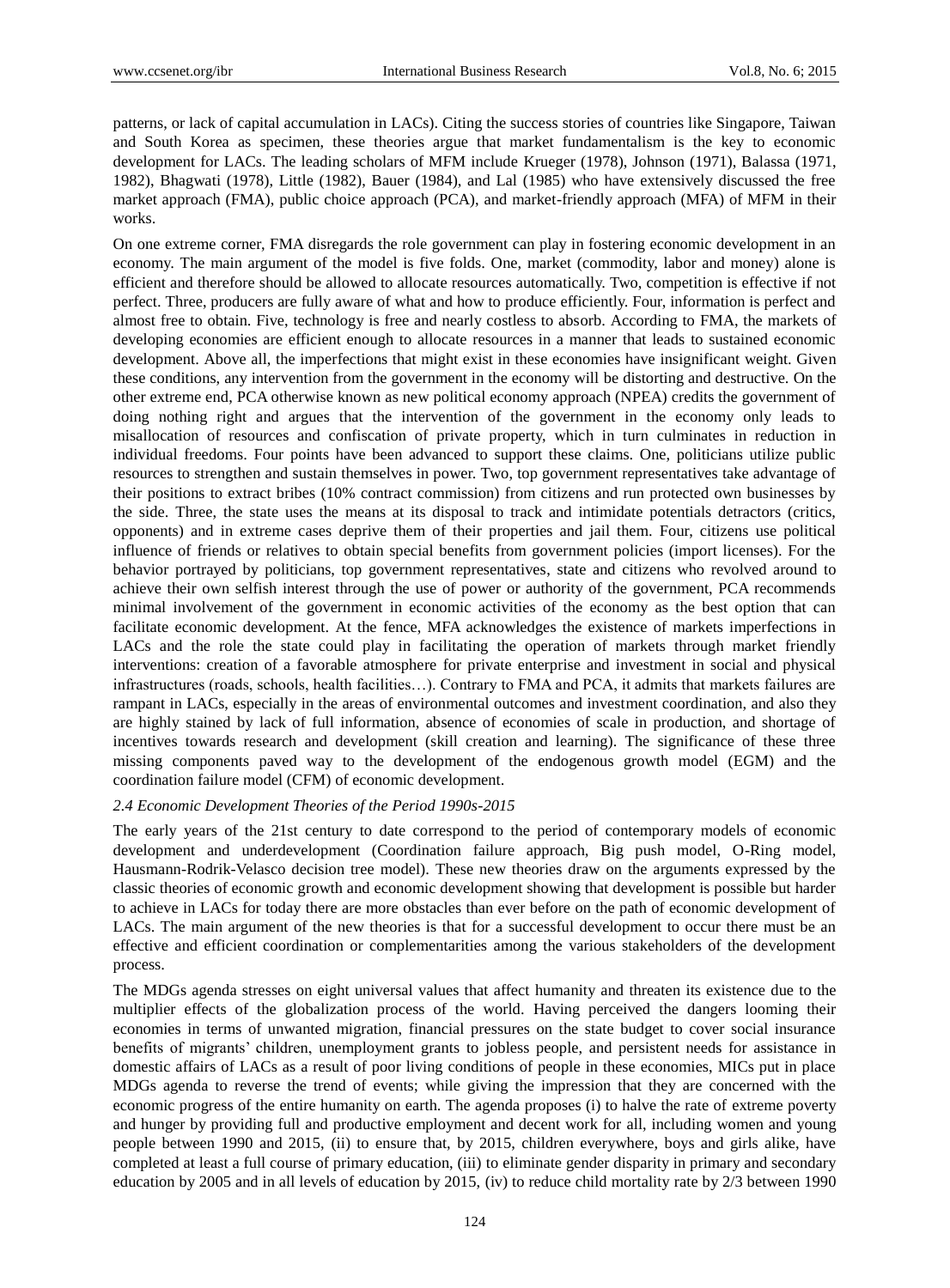patterns, or lack of capital accumulation in LACs). Citing the success stories of countries like Singapore, Taiwan and South Korea as specimen, these theories argue that market fundamentalism is the key to economic development for LACs. The leading scholars of MFM include Krueger (1978), Johnson (1971), Balassa (1971, 1982), Bhagwati (1978), Little (1982), Bauer (1984), and Lal (1985) who have extensively discussed the free market approach (FMA), public choice approach (PCA), and market-friendly approach (MFA) of MFM in their works.

On one extreme corner, FMA disregards the role government can play in fostering economic development in an economy. The main argument of the model is five folds. One, market (commodity, labor and money) alone is efficient and therefore should be allowed to allocate resources automatically. Two, competition is effective if not perfect. Three, producers are fully aware of what and how to produce efficiently. Four, information is perfect and almost free to obtain. Five, technology is free and nearly costless to absorb. According to FMA, the markets of developing economies are efficient enough to allocate resources in a manner that leads to sustained economic development. Above all, the imperfections that might exist in these economies have insignificant weight. Given these conditions, any intervention from the government in the economy will be distorting and destructive. On the other extreme end, PCA otherwise known as new political economy approach (NPEA) credits the government of doing nothing right and argues that the intervention of the government in the economy only leads to misallocation of resources and confiscation of private property, which in turn culminates in reduction in individual freedoms. Four points have been advanced to support these claims. One, politicians utilize public resources to strengthen and sustain themselves in power. Two, top government representatives take advantage of their positions to extract bribes (10% contract commission) from citizens and run protected own businesses by the side. Three, the state uses the means at its disposal to track and intimidate potentials detractors (critics, opponents) and in extreme cases deprive them of their properties and jail them. Four, citizens use political influence of friends or relatives to obtain special benefits from government policies (import licenses). For the behavior portrayed by politicians, top government representatives, state and citizens who revolved around to achieve their own selfish interest through the use of power or authority of the government, PCA recommends minimal involvement of the government in economic activities of the economy as the best option that can facilitate economic development. At the fence, MFA acknowledges the existence of markets imperfections in LACs and the role the state could play in facilitating the operation of markets through market friendly interventions: creation of a favorable atmosphere for private enterprise and investment in social and physical infrastructures (roads, schools, health facilities…). Contrary to FMA and PCA, it admits that markets failures are rampant in LACs, especially in the areas of environmental outcomes and investment coordination, and also they are highly stained by lack of full information, absence of economies of scale in production, and shortage of incentives towards research and development (skill creation and learning). The significance of these three missing components paved way to the development of the endogenous growth model (EGM) and the coordination failure model (CFM) of economic development.

### *2.4 Economic Development Theories of the Period 1990s-2015*

The early years of the 21st century to date correspond to the period of contemporary models of economic development and underdevelopment (Coordination failure approach, Big push model, O-Ring model, Hausmann-Rodrik-Velasco decision tree model). These new theories draw on the arguments expressed by the classic theories of economic growth and economic development showing that development is possible but harder to achieve in LACs for today there are more obstacles than ever before on the path of economic development of LACs. The main argument of the new theories is that for a successful development to occur there must be an effective and efficient coordination or complementarities among the various stakeholders of the development process.

The MDGs agenda stresses on eight universal values that affect humanity and threaten its existence due to the multiplier effects of the globalization process of the world. Having perceived the dangers looming their economies in terms of unwanted migration, financial pressures on the state budget to cover social insurance benefits of migrants' children, unemployment grants to jobless people, and persistent needs for assistance in domestic affairs of LACs as a result of poor living conditions of people in these economies, MICs put in place MDGs agenda to reverse the trend of events; while giving the impression that they are concerned with the economic progress of the entire humanity on earth. The agenda proposes (i) to halve the rate of extreme poverty and hunger by providing full and productive employment and decent work for all, including women and young people between 1990 and 2015, (ii) to ensure that, by 2015, children everywhere, boys and girls alike, have completed at least a full course of primary education, (iii) to eliminate gender disparity in primary and secondary education by 2005 and in all levels of education by 2015, (iv) to reduce child mortality rate by 2/3 between 1990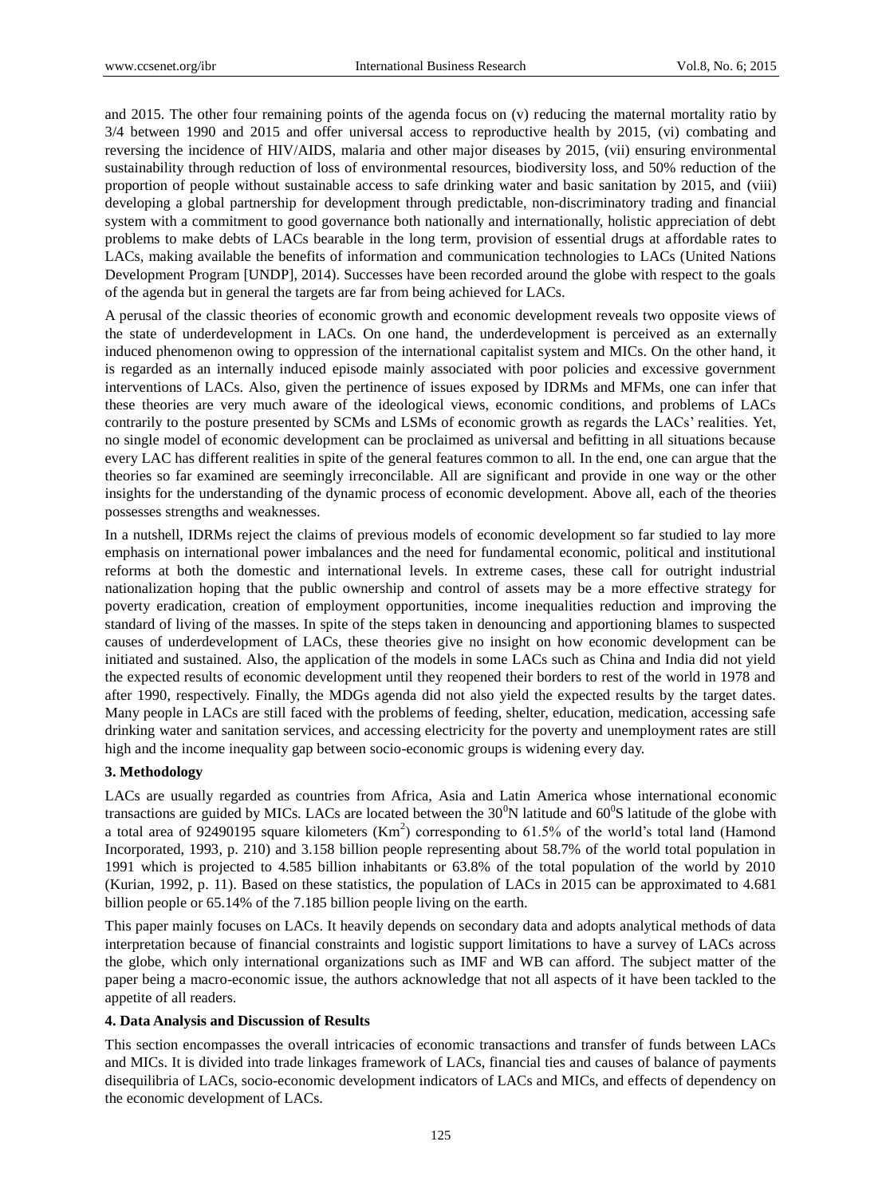and 2015. The other four remaining points of the agenda focus on (v) reducing the maternal mortality ratio by 3/4 between 1990 and 2015 and offer universal access to reproductive health by 2015, (vi) combating and reversing the incidence of HIV/AIDS, malaria and other major diseases by 2015, (vii) ensuring environmental sustainability through reduction of loss of environmental resources, biodiversity loss, and 50% reduction of the proportion of people without sustainable access to safe drinking water and basic sanitation by 2015, and (viii) developing a global partnership for development through predictable, non-discriminatory trading and financial system with a commitment to good governance both nationally and internationally, holistic appreciation of debt problems to make debts of LACs bearable in the long term, provision of essential drugs at affordable rates to LACs, making available the benefits of information and communication technologies to LACs (United Nations Development Program [UNDP], 2014). Successes have been recorded around the globe with respect to the goals of the agenda but in general the targets are far from being achieved for LACs.

A perusal of the classic theories of economic growth and economic development reveals two opposite views of the state of underdevelopment in LACs. On one hand, the underdevelopment is perceived as an externally induced phenomenon owing to oppression of the international capitalist system and MICs. On the other hand, it is regarded as an internally induced episode mainly associated with poor policies and excessive government interventions of LACs. Also, given the pertinence of issues exposed by IDRMs and MFMs, one can infer that these theories are very much aware of the ideological views, economic conditions, and problems of LACs contrarily to the posture presented by SCMs and LSMs of economic growth as regards the LACs' realities. Yet, no single model of economic development can be proclaimed as universal and befitting in all situations because every LAC has different realities in spite of the general features common to all. In the end, one can argue that the theories so far examined are seemingly irreconcilable. All are significant and provide in one way or the other insights for the understanding of the dynamic process of economic development. Above all, each of the theories possesses strengths and weaknesses.

In a nutshell, IDRMs reject the claims of previous models of economic development so far studied to lay more emphasis on international power imbalances and the need for fundamental economic, political and institutional reforms at both the domestic and international levels. In extreme cases, these call for outright industrial nationalization hoping that the public ownership and control of assets may be a more effective strategy for poverty eradication, creation of employment opportunities, income inequalities reduction and improving the standard of living of the masses. In spite of the steps taken in denouncing and apportioning blames to suspected causes of underdevelopment of LACs, these theories give no insight on how economic development can be initiated and sustained. Also, the application of the models in some LACs such as China and India did not yield the expected results of economic development until they reopened their borders to rest of the world in 1978 and after 1990, respectively. Finally, the MDGs agenda did not also yield the expected results by the target dates. Many people in LACs are still faced with the problems of feeding, shelter, education, medication, accessing safe drinking water and sanitation services, and accessing electricity for the poverty and unemployment rates are still high and the income inequality gap between socio-economic groups is widening every day.

## 3. Methodology

LACs are usually regarded as countries from Africa, Asia and Latin America whose international economic transactions are guided by MICs. LACs are located between the $30^0$N latitude and $60^0$S latitude of the globe with a total area of 92490195 square kilometers ($Km^2$) corresponding to 61.5% of the world's total land (Hamond Incorporated, 1993, p. 210) and 3.158 billion people representing about 58.7% of the world total population in 1991 which is projected to 4.585 billion inhabitants or 63.8% of the total population of the world by 2010 (Kurian, 1992, p. 11). Based on these statistics, the population of LACs in 2015 can be approximated to 4.681 billion people or 65.14% of the 7.185 billion people living on the earth.

This paper mainly focuses on LACs. It heavily depends on secondary data and adopts analytical methods of data interpretation because of financial constraints and logistic support limitations to have a survey of LACs across the globe, which only international organizations such as IMF and WB can afford. The subject matter of the paper being a macro-economic issue, the authors acknowledge that not all aspects of it have been tackled to the appetite of all readers.

## 4. Data Analysis and Discussion of Results

This section encompasses the overall intricacies of economic transactions and transfer of funds between LACs and MICs. It is divided into trade linkages framework of LACs, financial ties and causes of balance of payments disequilibria of LACs, socio-economic development indicators of LACs and MICs, and effects of dependency on the economic development of LACs.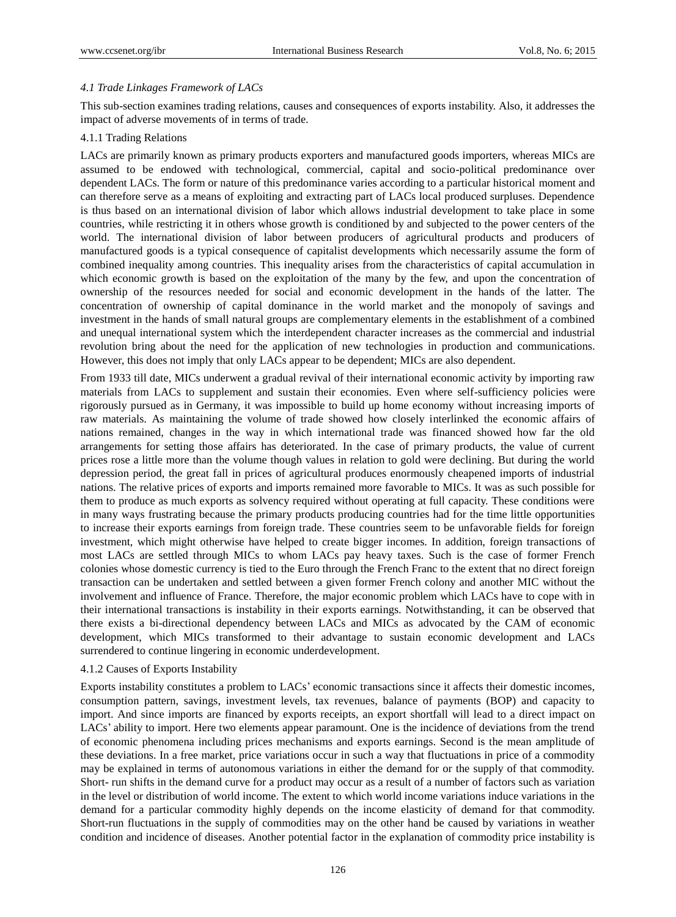*4.1 Trade Linkages Framework of LACs*

This sub-section examines trading relations, causes and consequences of exports instability. Also, it addresses the impact of adverse movements of in terms of trade.

4.1.1 Trading Relations

LACs are primarily known as primary products exporters and manufactured goods importers, whereas MICs are assumed to be endowed with technological, commercial, capital and socio-political predominance over dependent LACs. The form or nature of this predominance varies according to a particular historical moment and can therefore serve as a means of exploiting and extracting part of LACs local produced surpluses. Dependence is thus based on an international division of labor which allows industrial development to take place in some countries, while restricting it in others whose growth is conditioned by and subjected to the power centers of the world. The international division of labor between producers of agricultural products and producers of manufactured goods is a typical consequence of capitalist developments which necessarily assume the form of combined inequality among countries. This inequality arises from the characteristics of capital accumulation in which economic growth is based on the exploitation of the many by the few, and upon the concentration of ownership of the resources needed for social and economic development in the hands of the latter. The concentration of ownership of capital dominance in the world market and the monopoly of savings and investment in the hands of small natural groups are complementary elements in the establishment of a combined and unequal international system which the interdependent character increases as the commercial and industrial revolution bring about the need for the application of new technologies in production and communications. However, this does not imply that only LACs appear to be dependent; MICs are also dependent.

From 1933 till date, MICs underwent a gradual revival of their international economic activity by importing raw materials from LACs to supplement and sustain their economies. Even where self-sufficiency policies were rigorously pursued as in Germany, it was impossible to build up home economy without increasing imports of raw materials. As maintaining the volume of trade showed how closely interlinked the economic affairs of nations remained, changes in the way in which international trade was financed showed how far the old arrangements for setting those affairs has deteriorated. In the case of primary products, the value of current prices rose a little more than the volume though values in relation to gold were declining. But during the world depression period, the great fall in prices of agricultural produces enormously cheapened imports of industrial nations. The relative prices of exports and imports remained more favorable to MICs. It was as such possible for them to produce as much exports as solvency required without operating at full capacity. These conditions were in many ways frustrating because the primary products producing countries had for the time little opportunities to increase their exports earnings from foreign trade. These countries seem to be unfavorable fields for foreign investment, which might otherwise have helped to create bigger incomes. In addition, foreign transactions of most LACs are settled through MICs to whom LACs pay heavy taxes. Such is the case of former French colonies whose domestic currency is tied to the Euro through the French Franc to the extent that no direct foreign transaction can be undertaken and settled between a given former French colony and another MIC without the involvement and influence of France. Therefore, the major economic problem which LACs have to cope with in their international transactions is instability in their exports earnings. Notwithstanding, it can be observed that there exists a bi-directional dependency between LACs and MICs as advocated by the CAM of economic development, which MICs transformed to their advantage to sustain economic development and LACs surrendered to continue lingering in economic underdevelopment.

4.1.2 Causes of Exports Instability

Exports instability constitutes a problem to LACs' economic transactions since it affects their domestic incomes, consumption pattern, savings, investment levels, tax revenues, balance of payments (BOP) and capacity to import. And since imports are financed by exports receipts, an export shortfall will lead to a direct impact on LACs' ability to import. Here two elements appear paramount. One is the incidence of deviations from the trend of economic phenomena including prices mechanisms and exports earnings. Second is the mean amplitude of these deviations. In a free market, price variations occur in such a way that fluctuations in price of a commodity may be explained in terms of autonomous variations in either the demand for or the supply of that commodity. Short- run shifts in the demand curve for a product may occur as a result of a number of factors such as variation in the level or distribution of world income. The extent to which world income variations induce variations in the demand for a particular commodity highly depends on the income elasticity of demand for that commodity. Short-run fluctuations in the supply of commodities may on the other hand be caused by variations in weather condition and incidence of diseases. Another potential factor in the explanation of commodity price instability is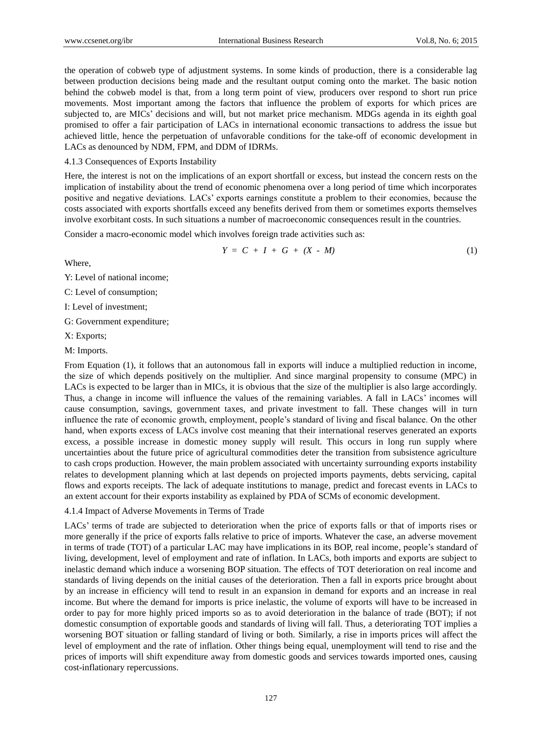the operation of cobweb type of adjustment systems. In some kinds of production, there is a considerable lag between production decisions being made and the resultant output coming onto the market. The basic notion behind the cobweb model is that, from a long term point of view, producers over respond to short run price movements. Most important among the factors that influence the problem of exports for which prices are subjected to, are MICs' decisions and will, but not market price mechanism. MDGs agenda in its eighth goal promised to offer a fair participation of LACs in international economic transactions to address the issue but achieved little, hence the perpetuation of unfavorable conditions for the take-off of economic development in LACs as denounced by NDM, FPM, and DDM of IDRMs.

#### 4.1.3 Consequences of Exports Instability

Here, the interest is not on the implications of an export shortfall or excess, but instead the concern rests on the implication of instability about the trend of economic phenomena over a long period of time which incorporates positive and negative deviations. LACs' exports earnings constitute a problem to their economies, because the costs associated with exports shortfalls exceed any benefits derived from them or sometimes exports themselves involve exorbitant costs. In such situations a number of macroeconomic consequences result in the countries.

Consider a macro-economic model which involves foreign trade activities such as:

$$Y = C + I + G + (X - M) \tag{1}$$

Where,

Y: Level of national income;

C: Level of consumption;

I: Level of investment;

G: Government expenditure;

X: Exports;

M: Imports.

From Equation (1), it follows that an autonomous fall in exports will induce a multiplied reduction in income, the size of which depends positively on the multiplier. And since marginal propensity to consume (MPC) in LACs is expected to be larger than in MICs, it is obvious that the size of the multiplier is also large accordingly. Thus, a change in income will influence the values of the remaining variables. A fall in LACs' incomes will cause consumption, savings, government taxes, and private investment to fall. These changes will in turn influence the rate of economic growth, employment, people's standard of living and fiscal balance. On the other hand, when exports excess of LACs involve cost meaning that their international reserves generated an exports excess, a possible increase in domestic money supply will result. This occurs in long run supply where uncertainties about the future price of agricultural commodities deter the transition from subsistence agriculture to cash crops production. However, the main problem associated with uncertainty surrounding exports instability relates to development planning which at last depends on projected imports payments, debts servicing, capital flows and exports receipts. The lack of adequate institutions to manage, predict and forecast events in LACs to an extent account for their exports instability as explained by PDA of SCMs of economic development.

#### 4.1.4 Impact of Adverse Movements in Terms of Trade

LACs' terms of trade are subjected to deterioration when the price of exports falls or that of imports rises or more generally if the price of exports falls relative to price of imports. Whatever the case, an adverse movement in terms of trade (TOT) of a particular LAC may have implications in its BOP, real income, people's standard of living, development, level of employment and rate of inflation. In LACs, both imports and exports are subject to inelastic demand which induce a worsening BOP situation. The effects of TOT deterioration on real income and standards of living depends on the initial causes of the deterioration. Then a fall in exports price brought about by an increase in efficiency will tend to result in an expansion in demand for exports and an increase in real income. But where the demand for imports is price inelastic, the volume of exports will have to be increased in order to pay for more highly priced imports so as to avoid deterioration in the balance of trade (BOT); if not domestic consumption of exportable goods and standards of living will fall. Thus, a deteriorating TOT implies a worsening BOT situation or falling standard of living or both. Similarly, a rise in imports prices will affect the level of employment and the rate of inflation. Other things being equal, unemployment will tend to rise and the prices of imports will shift expenditure away from domestic goods and services towards imported ones, causing cost-inflationary repercussions.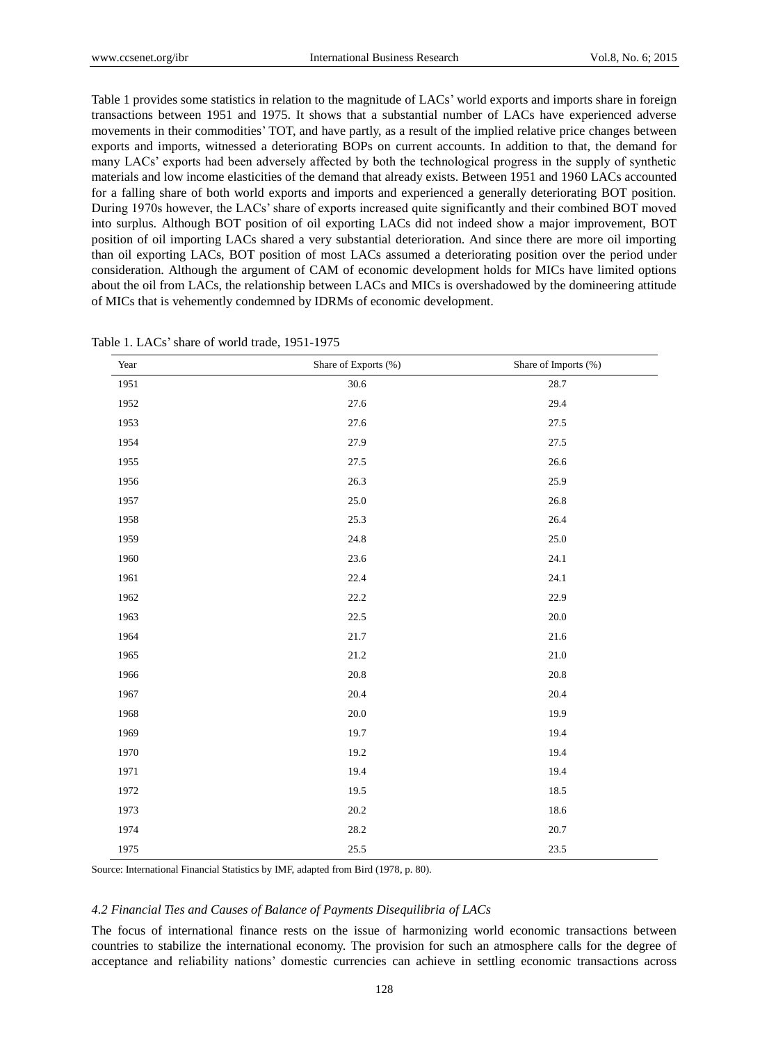Table 1 provides some statistics in relation to the magnitude of LACs' world exports and imports share in foreign transactions between 1951 and 1975. It shows that a substantial number of LACs have experienced adverse movements in their commodities' TOT, and have partly, as a result of the implied relative price changes between exports and imports, witnessed a deteriorating BOPs on current accounts. In addition to that, the demand for many LACs' exports had been adversely affected by both the technological progress in the supply of synthetic materials and low income elasticities of the demand that already exists. Between 1951 and 1960 LACs accounted for a falling share of both world exports and imports and experienced a generally deteriorating BOT position. During 1970s however, the LACs' share of exports increased quite significantly and their combined BOT moved into surplus. Although BOT position of oil exporting LACs did not indeed show a major improvement, BOT position of oil importing LACs shared a very substantial deterioration. And since there are more oil importing than oil exporting LACs, BOT position of most LACs assumed a deteriorating position over the period under consideration. Although the argument of CAM of economic development holds for MICs have limited options about the oil from LACs, the relationship between LACs and MICs is overshadowed by the domineering attitude of MICs that is vehemently condemned by IDRMs of economic development.

Table 1. LACs' share of world trade, 1951-1975

| Year | Share of Exports (%) | Share of Imports (%) |
|---|---|---|
| 1951 | 30.6 | 28.7 |
| 1952 | 27.6 | 29.4 |
| 1953 | 27.6 | 27.5 |
| 1954 | 27.9 | 27.5 |
| 1955 | 27.5 | 26.6 |
| 1956 | 26.3 | 25.9 |
| 1957 | 25.0 | 26.8 |
| 1958 | 25.3 | 26.4 |
| 1959 | 24.8 | 25.0 |
| 1960 | 23.6 | 24.1 |
| 1961 | 22.4 | 24.1 |
| 1962 | 22.2 | 22.9 |
| 1963 | 22.5 | 20.0 |
| 1964 | 21.7 | 21.6 |
| 1965 | 21.2 | 21.0 |
| 1966 | 20.8 | 20.8 |
| 1967 | 20.4 | 20.4 |
| 1968 | 20.0 | 19.9 |
| 1969 | 19.7 | 19.4 |
| 1970 | 19.2 | 19.4 |
| 1971 | 19.4 | 19.4 |
| 1972 | 19.5 | 18.5 |
| 1973 | 20.2 | 18.6 |
| 1974 | 28.2 | 20.7 |
| 1975 | 25.5 | 23.5 |

Source: International Financial Statistics by IMF, adapted from Bird (1978, p. 80).

### *4.2 Financial Ties and Causes of Balance of Payments Disequilibria of LACs*

The focus of international finance rests on the issue of harmonizing world economic transactions between countries to stabilize the international economy. The provision for such an atmosphere calls for the degree of acceptance and reliability nations' domestic currencies can achieve in settling economic transactions across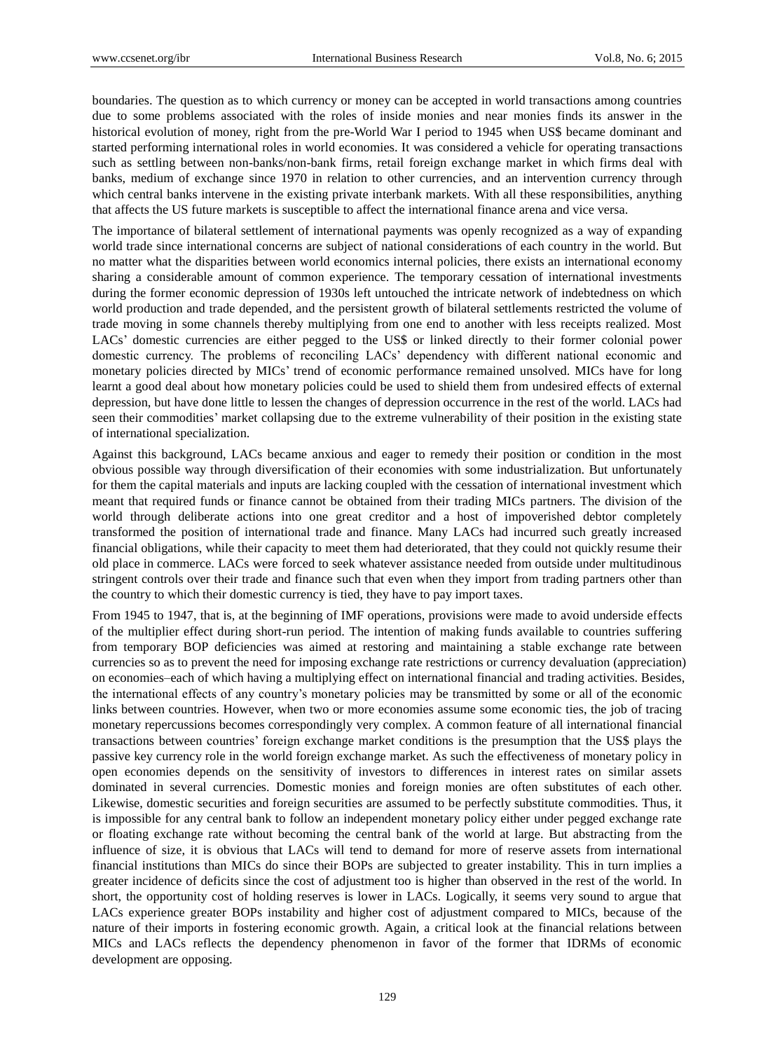boundaries. The question as to which currency or money can be accepted in world transactions among countries due to some problems associated with the roles of inside monies and near monies finds its answer in the historical evolution of money, right from the pre-World War I period to 1945 when US$ became dominant and started performing international roles in world economies. It was considered a vehicle for operating transactions such as settling between non-banks/non-bank firms, retail foreign exchange market in which firms deal with banks, medium of exchange since 1970 in relation to other currencies, and an intervention currency through which central banks intervene in the existing private interbank markets. With all these responsibilities, anything that affects the US future markets is susceptible to affect the international finance arena and vice versa.

The importance of bilateral settlement of international payments was openly recognized as a way of expanding world trade since international concerns are subject of national considerations of each country in the world. But no matter what the disparities between world economics internal policies, there exists an international economy sharing a considerable amount of common experience. The temporary cessation of international investments during the former economic depression of 1930s left untouched the intricate network of indebtedness on which world production and trade depended, and the persistent growth of bilateral settlements restricted the volume of trade moving in some channels thereby multiplying from one end to another with less receipts realized. Most LACs' domestic currencies are either pegged to the US$ or linked directly to their former colonial power domestic currency. The problems of reconciling LACs' dependency with different national economic and monetary policies directed by MICs' trend of economic performance remained unsolved. MICs have for long learnt a good deal about how monetary policies could be used to shield them from undesired effects of external depression, but have done little to lessen the changes of depression occurrence in the rest of the world. LACs had seen their commodities' market collapsing due to the extreme vulnerability of their position in the existing state of international specialization.

Against this background, LACs became anxious and eager to remedy their position or condition in the most obvious possible way through diversification of their economies with some industrialization. But unfortunately for them the capital materials and inputs are lacking coupled with the cessation of international investment which meant that required funds or finance cannot be obtained from their trading MICs partners. The division of the world through deliberate actions into one great creditor and a host of impoverished debtor completely transformed the position of international trade and finance. Many LACs had incurred such greatly increased financial obligations, while their capacity to meet them had deteriorated, that they could not quickly resume their old place in commerce. LACs were forced to seek whatever assistance needed from outside under multitudinous stringent controls over their trade and finance such that even when they import from trading partners other than the country to which their domestic currency is tied, they have to pay import taxes.

From 1945 to 1947, that is, at the beginning of IMF operations, provisions were made to avoid underside effects of the multiplier effect during short-run period. The intention of making funds available to countries suffering from temporary BOP deficiencies was aimed at restoring and maintaining a stable exchange rate between currencies so as to prevent the need for imposing exchange rate restrictions or currency devaluation (appreciation) on economies–each of which having a multiplying effect on international financial and trading activities. Besides, the international effects of any country's monetary policies may be transmitted by some or all of the economic links between countries. However, when two or more economies assume some economic ties, the job of tracing monetary repercussions becomes correspondingly very complex. A common feature of all international financial transactions between countries' foreign exchange market conditions is the presumption that the US$ plays the passive key currency role in the world foreign exchange market. As such the effectiveness of monetary policy in open economies depends on the sensitivity of investors to differences in interest rates on similar assets dominated in several currencies. Domestic monies and foreign monies are often substitutes of each other. Likewise, domestic securities and foreign securities are assumed to be perfectly substitute commodities. Thus, it is impossible for any central bank to follow an independent monetary policy either under pegged exchange rate or floating exchange rate without becoming the central bank of the world at large. But abstracting from the influence of size, it is obvious that LACs will tend to demand for more of reserve assets from international financial institutions than MICs do since their BOPs are subjected to greater instability. This in turn implies a greater incidence of deficits since the cost of adjustment too is higher than observed in the rest of the world. In short, the opportunity cost of holding reserves is lower in LACs. Logically, it seems very sound to argue that LACs experience greater BOPs instability and higher cost of adjustment compared to MICs, because of the nature of their imports in fostering economic growth. Again, a critical look at the financial relations between MICs and LACs reflects the dependency phenomenon in favor of the former that IDRMs of economic development are opposing.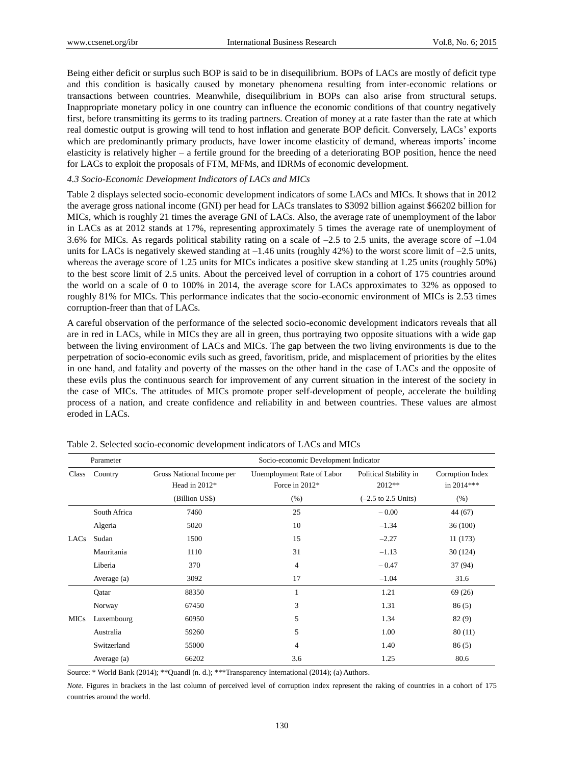Being either deficit or surplus such BOP is said to be in disequilibrium. BOPs of LACs are mostly of deficit type and this condition is basically caused by monetary phenomena resulting from inter-economic relations or transactions between countries. Meanwhile, disequilibrium in BOPs can also arise from structural setups. Inappropriate monetary policy in one country can influence the economic conditions of that country negatively first, before transmitting its germs to its trading partners. Creation of money at a rate faster than the rate at which real domestic output is growing will tend to host inflation and generate BOP deficit. Conversely, LACs' exports which are predominantly primary products, have lower income elasticity of demand, whereas imports' income elasticity is relatively higher – a fertile ground for the breeding of a deteriorating BOP position, hence the need for LACs to exploit the proposals of FTM, MFMs, and IDRMs of economic development.

### *4.3 Socio-Economic Development Indicators of LACs and MICs*

Table 2 displays selected socio-economic development indicators of some LACs and MICs. It shows that in 2012 the average gross national income (GNI) per head for LACs translates to \$3092 billion against \$66202 billion for MICs, which is roughly 21 times the average GNI of LACs. Also, the average rate of unemployment of the labor in LACs as at 2012 stands at 17%, representing approximately 5 times the average rate of unemployment of 3.6% for MICs. As regards political stability rating on a scale of –2.5 to 2.5 units, the average score of –1.04 units for LACs is negatively skewed standing at –1.46 units (roughly 42%) to the worst score limit of –2.5 units, whereas the average score of 1.25 units for MICs indicates a positive skew standing at 1.25 units (roughly 50%) to the best score limit of 2.5 units. About the perceived level of corruption in a cohort of 175 countries around the world on a scale of 0 to 100% in 2014, the average score for LACs approximates to 32% as opposed to roughly 81% for MICs. This performance indicates that the socio-economic environment of MICs is 2.53 times corruption-freer than that of LACs.

A careful observation of the performance of the selected socio-economic development indicators reveals that all are in red in LACs, while in MICs they are all in green, thus portraying two opposite situations with a wide gap between the living environment of LACs and MICs. The gap between the two living environments is due to the perpetration of socio-economic evils such as greed, favoritism, pride, and misplacement of priorities by the elites in one hand, and fatality and poverty of the masses on the other hand in the case of LACs and the opposite of these evils plus the continuous search for improvement of any current situation in the interest of the society in the case of MICs. The attitudes of MICs promote proper self-development of people, accelerate the building process of a nation, and create confidence and reliability in and between countries. These values are almost eroded in LACs.

Table 2. Selected socio-economic development indicators of LACs and MICs

| Parameter | | Socio-economic Development Indicator | | | |
|---|---|---|---|---|---|
| Class | Country | Gross National Income per Head in 2012* (Billion US\$) | Unemployment Rate of Labor Force in 2012* (%) | Political Stability in 2012** (–2.5 to 2.5 Units) | Corruption Index in 2014*** (%) |
| LACs | South Africa | 7460 | 25 | – 0.00 | 44 (67) |
| | Algeria | 5020 | 10 | –1.34 | 36 (100) |
| | Sudan | 1500 | 15 | –2.27 | 11 (173) |
| | Mauritania | 1110 | 31 | –1.13 | 30 (124) |
| | Liberia | 370 | 4 | – 0.47 | 37 (94) |
| | Average (a) | 3092 | 17 | –1.04 | 31.6 |
| MICs | Qatar | 88350 | 1 | 1.21 | 69 (26) |
| | Norway | 67450 | 3 | 1.31 | 86 (5) |
| | Luxembourg | 60950 | 5 | 1.34 | 82 (9) |
| | Australia | 59260 | 5 | 1.00 | 80 (11) |
| | Switzerland | 55000 | 4 | 1.40 | 86 (5) |
| | Average (a) | 66202 | 3.6 | 1.25 | 80.6 |

Source: * World Bank (2014); **Quandl (n. d.); ***Transparency International (2014); (a) Authors.

*Note.* Figures in brackets in the last column of perceived level of corruption index represent the raking of countries in a cohort of 175 countries around the world.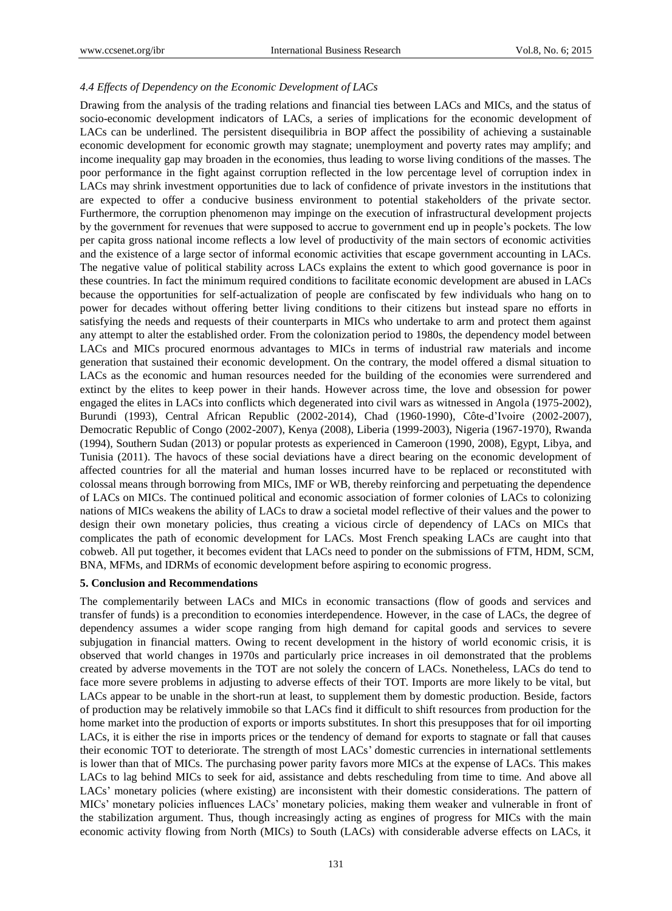### *4.4 Effects of Dependency on the Economic Development of LACs*

Drawing from the analysis of the trading relations and financial ties between LACs and MICs, and the status of socio-economic development indicators of LACs, a series of implications for the economic development of LACs can be underlined. The persistent disequilibria in BOP affect the possibility of achieving a sustainable economic development for economic growth may stagnate; unemployment and poverty rates may amplify; and income inequality gap may broaden in the economies, thus leading to worse living conditions of the masses. The poor performance in the fight against corruption reflected in the low percentage level of corruption index in LACs may shrink investment opportunities due to lack of confidence of private investors in the institutions that are expected to offer a conducive business environment to potential stakeholders of the private sector. Furthermore, the corruption phenomenon may impinge on the execution of infrastructural development projects by the government for revenues that were supposed to accrue to government end up in people's pockets. The low per capita gross national income reflects a low level of productivity of the main sectors of economic activities and the existence of a large sector of informal economic activities that escape government accounting in LACs. The negative value of political stability across LACs explains the extent to which good governance is poor in these countries. In fact the minimum required conditions to facilitate economic development are abused in LACs because the opportunities for self-actualization of people are confiscated by few individuals who hang on to power for decades without offering better living conditions to their citizens but instead spare no efforts in satisfying the needs and requests of their counterparts in MICs who undertake to arm and protect them against any attempt to alter the established order. From the colonization period to 1980s, the dependency model between LACs and MICs procured enormous advantages to MICs in terms of industrial raw materials and income generation that sustained their economic development. On the contrary, the model offered a dismal situation to LACs as the economic and human resources needed for the building of the economies were surrendered and extinct by the elites to keep power in their hands. However across time, the love and obsession for power engaged the elites in LACs into conflicts which degenerated into civil wars as witnessed in Angola (1975-2002), Burundi (1993), Central African Republic (2002-2014), Chad (1960-1990), Côte-d'Ivoire (2002-2007), Democratic Republic of Congo (2002-2007), Kenya (2008), Liberia (1999-2003), Nigeria (1967-1970), Rwanda (1994), Southern Sudan (2013) or popular protests as experienced in Cameroon (1990, 2008), Egypt, Libya, and Tunisia (2011). The havocs of these social deviations have a direct bearing on the economic development of affected countries for all the material and human losses incurred have to be replaced or reconstituted with colossal means through borrowing from MICs, IMF or WB, thereby reinforcing and perpetuating the dependence of LACs on MICs. The continued political and economic association of former colonies of LACs to colonizing nations of MICs weakens the ability of LACs to draw a societal model reflective of their values and the power to design their own monetary policies, thus creating a vicious circle of dependency of LACs on MICs that complicates the path of economic development for LACs. Most French speaking LACs are caught into that cobweb. All put together, it becomes evident that LACs need to ponder on the submissions of FTM, HDM, SCM, BNA, MFMs, and IDRMs of economic development before aspiring to economic progress.

## 5. Conclusion and Recommendations

The complementarily between LACs and MICs in economic transactions (flow of goods and services and transfer of funds) is a precondition to economies interdependence. However, in the case of LACs, the degree of dependency assumes a wider scope ranging from high demand for capital goods and services to severe subjugation in financial matters. Owing to recent development in the history of world economic crisis, it is observed that world changes in 1970s and particularly price increases in oil demonstrated that the problems created by adverse movements in the TOT are not solely the concern of LACs. Nonetheless, LACs do tend to face more severe problems in adjusting to adverse effects of their TOT. Imports are more likely to be vital, but LACs appear to be unable in the short-run at least, to supplement them by domestic production. Beside, factors of production may be relatively immobile so that LACs find it difficult to shift resources from production for the home market into the production of exports or imports substitutes. In short this presupposes that for oil importing LACs, it is either the rise in imports prices or the tendency of demand for exports to stagnate or fall that causes their economic TOT to deteriorate. The strength of most LACs' domestic currencies in international settlements is lower than that of MICs. The purchasing power parity favors more MICs at the expense of LACs. This makes LACs to lag behind MICs to seek for aid, assistance and debts rescheduling from time to time. And above all LACs' monetary policies (where existing) are inconsistent with their domestic considerations. The pattern of MICs' monetary policies influences LACs' monetary policies, making them weaker and vulnerable in front of the stabilization argument. Thus, though increasingly acting as engines of progress for MICs with the main economic activity flowing from North (MICs) to South (LACs) with considerable adverse effects on LACs, it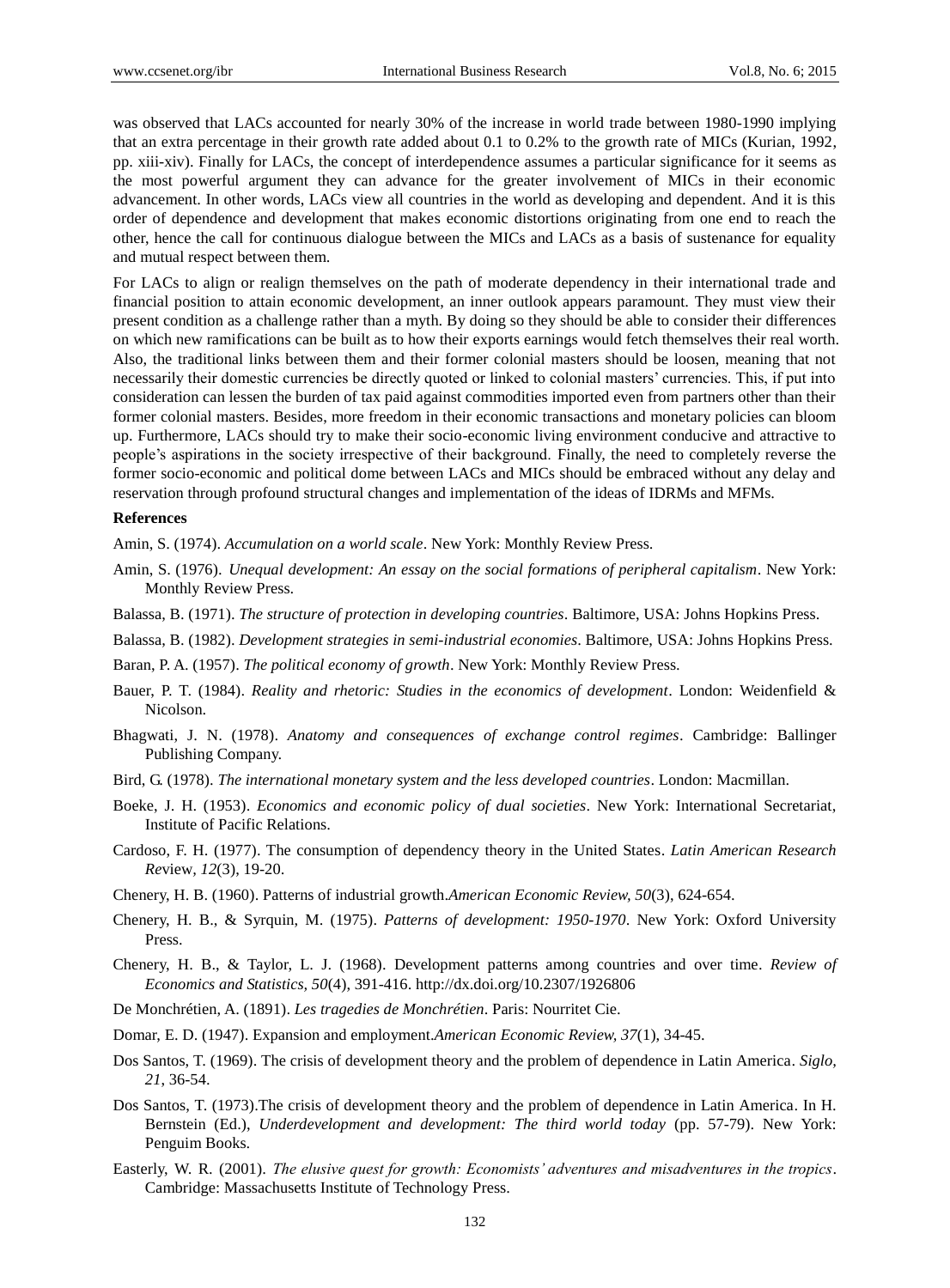was observed that LACs accounted for nearly 30% of the increase in world trade between 1980-1990 implying that an extra percentage in their growth rate added about 0.1 to 0.2% to the growth rate of MICs (Kurian, 1992, pp. xiii-xiv). Finally for LACs, the concept of interdependence assumes a particular significance for it seems as the most powerful argument they can advance for the greater involvement of MICs in their economic advancement. In other words, LACs view all countries in the world as developing and dependent. And it is this order of dependence and development that makes economic distortions originating from one end to reach the other, hence the call for continuous dialogue between the MICs and LACs as a basis of sustenance for equality and mutual respect between them.

For LACs to align or realign themselves on the path of moderate dependency in their international trade and financial position to attain economic development, an inner outlook appears paramount. They must view their present condition as a challenge rather than a myth. By doing so they should be able to consider their differences on which new ramifications can be built as to how their exports earnings would fetch themselves their real worth. Also, the traditional links between them and their former colonial masters should be loosen, meaning that not necessarily their domestic currencies be directly quoted or linked to colonial masters' currencies. This, if put into consideration can lessen the burden of tax paid against commodities imported even from partners other than their former colonial masters. Besides, more freedom in their economic transactions and monetary policies can bloom up. Furthermore, LACs should try to make their socio-economic living environment conducive and attractive to people's aspirations in the society irrespective of their background. Finally, the need to completely reverse the former socio-economic and political dome between LACs and MICs should be embraced without any delay and reservation through profound structural changes and implementation of the ideas of IDRMs and MFMs.

**References**

Amin, S. (1974). *Accumulation on a world scale*. New York: Monthly Review Press.

Amin, S. (1976). *Unequal development: An essay on the social formations of peripheral capitalism*. New York: Monthly Review Press.

Balassa, B. (1971). *The structure of protection in developing countries*. Baltimore, USA: Johns Hopkins Press.

Balassa, B. (1982). *Development strategies in semi-industrial economies*. Baltimore, USA: Johns Hopkins Press.

Baran, P. A. (1957). *The political economy of growth*. New York: Monthly Review Press.

Bauer, P. T. (1984). *Reality and rhetoric: Studies in the economics of development*. London: Weidenfield & Nicolson.

Bhagwati, J. N. (1978). *Anatomy and consequences of exchange control regimes*. Cambridge: Ballinger Publishing Company.

Bird, G. (1978). *The international monetary system and the less developed countries*. London: Macmillan.

Boeke, J. H. (1953). *Economics and economic policy of dual societies*. New York: International Secretariat, Institute of Pacific Relations.

Cardoso, F. H. (1977). The consumption of dependency theory in the United States. *Latin American Research Re*view, *12*(3), 19-20.

Chenery, H. B. (1960). Patterns of industrial growth.*American Economic Review, 50*(3), 624-654.

Chenery, H. B., & Syrquin, M. (1975). *Patterns of development: 1950-1970*. New York: Oxford University Press.

Chenery, H. B., & Taylor, L. J. (1968). Development patterns among countries and over time. *Review of Economics and Statistics, 50*(4), 391-416. http://dx.doi.org/10.2307/1926806

De Monchrétien, A. (1891). *Les tragedies de Monchrétien*. Paris: Nourritet Cie.

Domar, E. D. (1947). Expansion and employment.*American Economic Review, 37*(1), 34-45.

Dos Santos, T. (1969). The crisis of development theory and the problem of dependence in Latin America. *Siglo, 21*, 36-54.

Dos Santos, T. (1973).The crisis of development theory and the problem of dependence in Latin America. In H. Bernstein (Ed.), *Underdevelopment and development: The third world today* (pp. 57-79). New York: Penguim Books.

Easterly, W. R. (2001). *The elusive quest for growth: Economists' adventures and misadventures in the tropics*. Cambridge: Massachusetts Institute of Technology Press.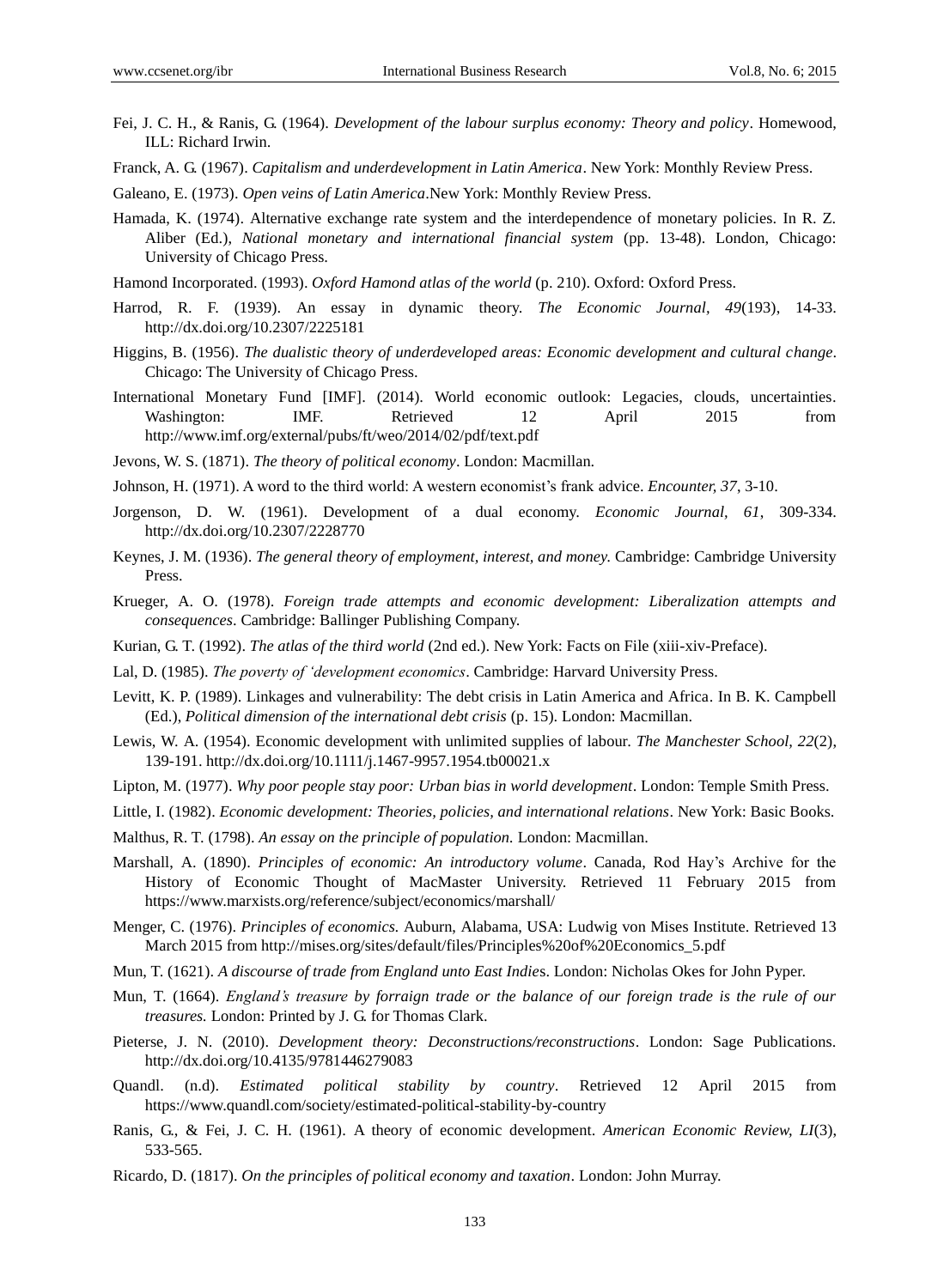Fei, J. C. H., & Ranis, G. (1964). *Development of the labour surplus economy: Theory and policy*. Homewood, ILL: Richard Irwin.

Franck, A. G. (1967). *Capitalism and underdevelopment in Latin America*. New York: Monthly Review Press.

Galeano, E. (1973). *Open veins of Latin America*.New York: Monthly Review Press.

Hamada, K. (1974). Alternative exchange rate system and the interdependence of monetary policies. In R. Z. Aliber (Ed.), *National monetary and international financial system* (pp. 13-48). London, Chicago: University of Chicago Press.

Hamond Incorporated. (1993). *Oxford Hamond atlas of the world* (p. 210). Oxford: Oxford Press.

Harrod, R. F. (1939). An essay in dynamic theory. *The Economic Journal*, *49*(193), 14-33. http://dx.doi.org/10.2307/2225181

Higgins, B. (1956). *The dualistic theory of underdeveloped areas: Economic development and cultural change*. Chicago: The University of Chicago Press.

International Monetary Fund [IMF]. (2014). World economic outlook: Legacies, clouds, uncertainties. Washington: IMF. Retrieved 12 April 2015 from http://www.imf.org/external/pubs/ft/weo/2014/02/pdf/text.pdf

Jevons, W. S. (1871). *The theory of political economy*. London: Macmillan.

Johnson, H. (1971). A word to the third world: A western economist's frank advice. *Encounter, 37*, 3-10.

Jorgenson, D. W. (1961). Development of a dual economy. *Economic Journal*, *61*, 309-334. http://dx.doi.org/10.2307/2228770

Keynes, J. M. (1936). *The general theory of employment, interest, and money.* Cambridge: Cambridge University Press.

Krueger, A. O. (1978). *Foreign trade attempts and economic development: Liberalization attempts and consequences*. Cambridge: Ballinger Publishing Company.

Kurian, G. T. (1992). *The atlas of the third world* (2nd ed.). New York: Facts on File (xiii-xiv-Preface).

Lal, D. (1985). *The poverty of 'development economics*. Cambridge: Harvard University Press.

Levitt, K. P. (1989). Linkages and vulnerability: The debt crisis in Latin America and Africa. In B. K. Campbell (Ed.), *Political dimension of the international debt crisis* (p. 15). London: Macmillan.

Lewis, W. A. (1954). Economic development with unlimited supplies of labour. *The Manchester School*, *22*(2), 139-191. http://dx.doi.org/10.1111/j.1467-9957.1954.tb00021.x

Lipton, M. (1977). *Why poor people stay poor: Urban bias in world development*. London: Temple Smith Press.

Little, I. (1982). *Economic development: Theories, policies, and international relations*. New York: Basic Books.

Malthus, R. T. (1798). *An essay on the principle of population.* London: Macmillan.

Marshall, A. (1890). *Principles of economic: An introductory volume*. Canada, Rod Hay's Archive for the History of Economic Thought of MacMaster University. Retrieved 11 February 2015 from https://www.marxists.org/reference/subject/economics/marshall/

Menger, C. (1976). *Principles of economics.* Auburn, Alabama, USA: Ludwig von Mises Institute. Retrieved 13 March 2015 from http://mises.org/sites/default/files/Principles%20of%20Economics_5.pdf

Mun, T. (1621). *A discourse of trade from England unto East Indie*s. London: Nicholas Okes for John Pyper.

Mun, T. (1664). *England's treasure by forraign trade or the balance of our foreign trade is the rule of our treasures.* London: Printed by J. G. for Thomas Clark.

Pieterse, J. N. (2010). *Development theory: Deconstructions/reconstructions*. London: Sage Publications. http://dx.doi.org/10.4135/9781446279083

Quandl. (n.d). *Estimated political stability by country*. Retrieved 12 April 2015 from https://www.quandl.com/society/estimated-political-stability-by-country

Ranis, G., & Fei, J. C. H. (1961). A theory of economic development. *American Economic Review, LI*(3), 533-565.

Ricardo, D. (1817). *On the principles of political economy and taxation*. London: John Murray.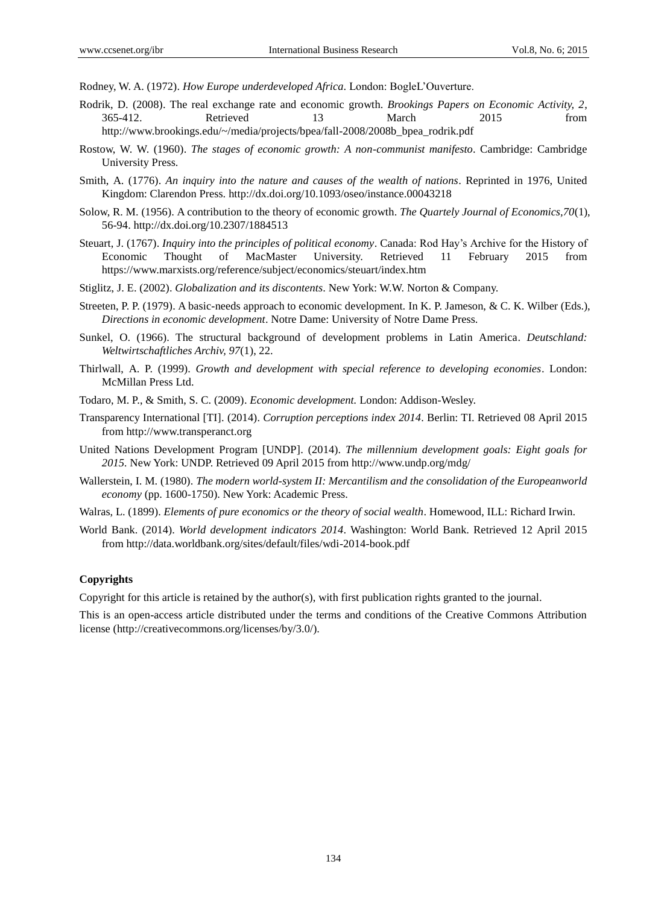Rodney, W. A. (1972). *How Europe underdeveloped Africa*. London: BogleL'Ouverture.

Rodrik, D. (2008). The real exchange rate and economic growth. *Brookings Papers on Economic Activity, 2*, 365-412. Retrieved 13 March 2015 from http://www.brookings.edu/~/media/projects/bpea/fall-2008/2008b_bpea_rodrik.pdf

Rostow, W. W. (1960). *The stages of economic growth: A non-communist manifesto*. Cambridge: Cambridge University Press.

Smith, A. (1776). *An inquiry into the nature and causes of the wealth of nations*. Reprinted in 1976, United Kingdom: Clarendon Press. http://dx.doi.org/10.1093/oseo/instance.00043218

Solow, R. M. (1956). A contribution to the theory of economic growth. *The Quartely Journal of Economics*,*70*(1), 56-94. http://dx.doi.org/10.2307/1884513

Steuart, J. (1767). *Inquiry into the principles of political economy*. Canada: Rod Hay's Archive for the History of Economic Thought of MacMaster University. Retrieved 11 February 2015 from https://www.marxists.org/reference/subject/economics/steuart/index.htm

Stiglitz, J. E. (2002). *Globalization and its discontents*. New York: W.W. Norton & Company.

Streeten, P. P. (1979). A basic-needs approach to economic development. In K. P. Jameson, & C. K. Wilber (Eds.), *Directions in economic development*. Notre Dame: University of Notre Dame Press.

Sunkel, O. (1966). The structural background of development problems in Latin America. *Deutschland: Weltwirtschaftliches Archiv, 97*(1), 22.

Thirlwall, A. P. (1999). *Growth and development with special reference to developing economies*. London: McMillan Press Ltd.

Todaro, M. P., & Smith, S. C. (2009). *Economic development.* London: Addison-Wesley.

Transparency International [TI]. (2014). *Corruption perceptions index 2014*. Berlin: TI. Retrieved 08 April 2015 from http://www.transperanct.org

United Nations Development Program [UNDP]. (2014). *The millennium development goals: Eight goals for 2015*. New York: UNDP. Retrieved 09 April 2015 from http://www.undp.org/mdg/

Wallerstein, I. M. (1980). *The modern world-system II: Mercantilism and the consolidation of the Europeanworld economy* (pp. 1600-1750). New York: Academic Press.

Walras, L. (1899). *Elements of pure economics or the theory of social wealth*. Homewood, ILL: Richard Irwin.

World Bank. (2014). *World development indicators 2014*. Washington: World Bank. Retrieved 12 April 2015 from http://data.worldbank.org/sites/default/files/wdi-2014-book.pdf

## Copyrights

Copyright for this article is retained by the author(s), with first publication rights granted to the journal.

This is an open-access article distributed under the terms and conditions of the Creative Commons Attribution license (http://creativecommons.org/licenses/by/3.0/).